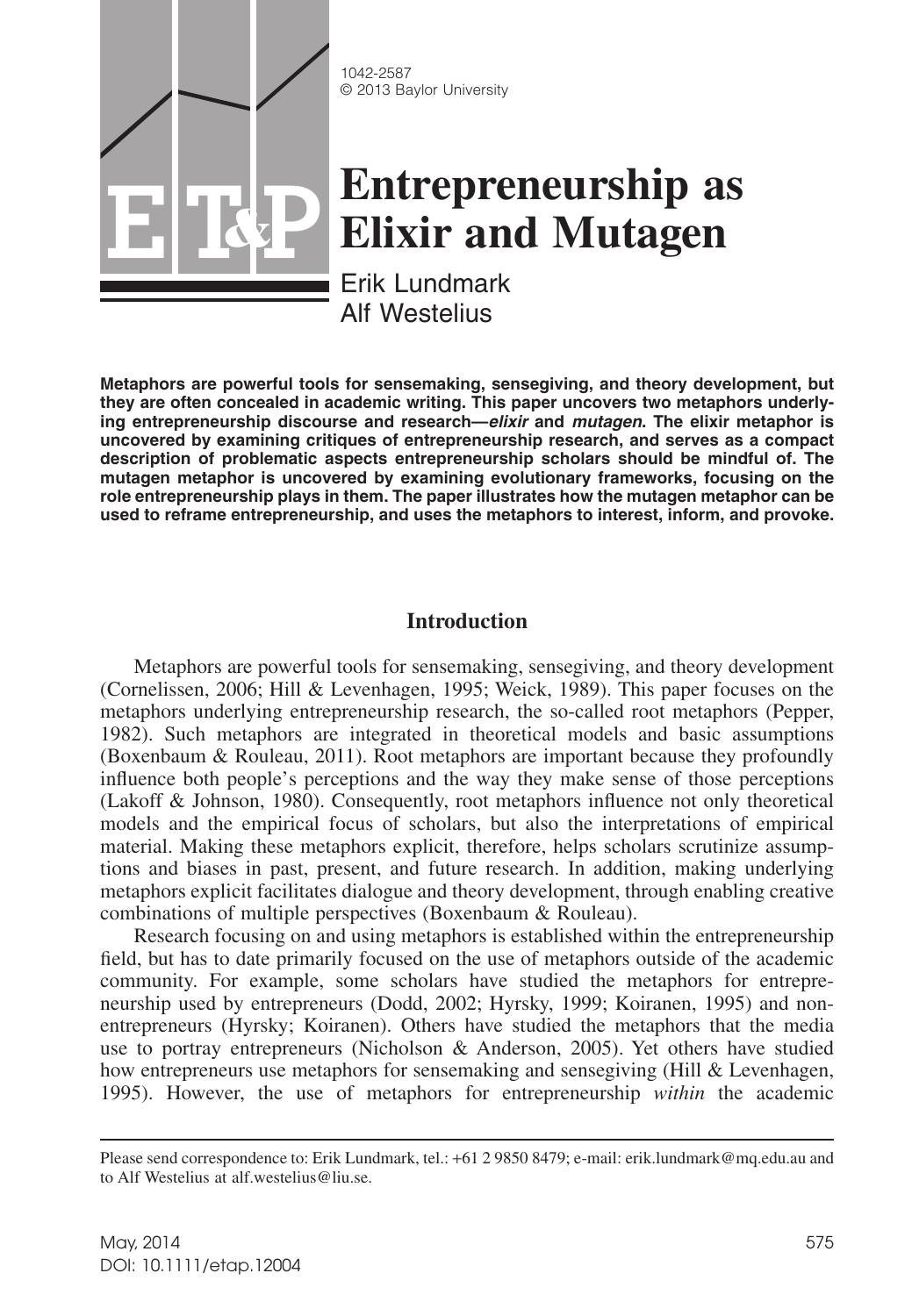1042-2587
© 2013 Baylor University

# Entrepreneurship as Elixir and Mutagen

Erik Lundmark
Alf Westelius

**Metaphors are powerful tools for sensemaking, sensegiving, and theory development, but they are often concealed in academic writing. This paper uncovers two metaphors underlying entrepreneurship discourse and research—*elixir* and *mutagen*. The elixir metaphor is uncovered by examining critiques of entrepreneurship research, and serves as a compact description of problematic aspects entrepreneurship scholars should be mindful of. The mutagen metaphor is uncovered by examining evolutionary frameworks, focusing on the role entrepreneurship plays in them. The paper illustrates how the mutagen metaphor can be used to reframe entrepreneurship, and uses the metaphors to interest, inform, and provoke.**

## Introduction

Metaphors are powerful tools for sensemaking, sensegiving, and theory development (Cornelissen, 2006; Hill & Levenhagen, 1995; Weick, 1989). This paper focuses on the metaphors underlying entrepreneurship research, the so-called root metaphors (Pepper, 1982). Such metaphors are integrated in theoretical models and basic assumptions (Boxenbaum & Rouleau, 2011). Root metaphors are important because they profoundly influence both people's perceptions and the way they make sense of those perceptions (Lakoff & Johnson, 1980). Consequently, root metaphors influence not only theoretical models and the empirical focus of scholars, but also the interpretations of empirical material. Making these metaphors explicit, therefore, helps scholars scrutinize assumptions and biases in past, present, and future research. In addition, making underlying metaphors explicit facilitates dialogue and theory development, through enabling creative combinations of multiple perspectives (Boxenbaum & Rouleau).

Research focusing on and using metaphors is established within the entrepreneurship field, but has to date primarily focused on the use of metaphors outside of the academic community. For example, some scholars have studied the metaphors for entrepreneurship used by entrepreneurs (Dodd, 2002; Hyrsky, 1999; Koiranen, 1995) and non-entrepreneurs (Hyrsky; Koiranen). Others have studied the metaphors that the media use to portray entrepreneurs (Nicholson & Anderson, 2005). Yet others have studied how entrepreneurs use metaphors for sensemaking and sensegiving (Hill & Levenhagen, 1995). However, the use of metaphors for entrepreneurship *within* the academic

Please send correspondence to: Erik Lundmark, tel.: +61 2 9850 8479; e-mail: erik.lundmark@mq.edu.au and to Alf Westelius at alf.westelius@liu.se.

May, 2014
DOI: 10.1111/etap.12004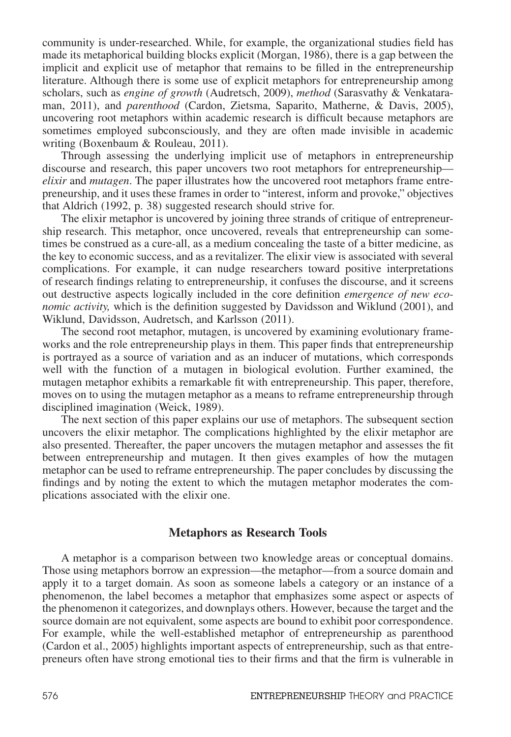community is under-researched. While, for example, the organizational studies field has made its metaphorical building blocks explicit (Morgan, 1986), there is a gap between the implicit and explicit use of metaphor that remains to be filled in the entrepreneurship literature. Although there is some use of explicit metaphors for entrepreneurship among scholars, such as *engine of growth* (Audretsch, 2009), *method* (Sarasvathy & Venkataraman, 2011), and *parenthood* (Cardon, Zietsma, Saparito, Matherne, & Davis, 2005), uncovering root metaphors within academic research is difficult because metaphors are sometimes employed subconsciously, and they are often made invisible in academic writing (Boxenbaum & Rouleau, 2011).

Through assessing the underlying implicit use of metaphors in entrepreneurship discourse and research, this paper uncovers two root metaphors for entrepreneurship—*elixir* and *mutagen*. The paper illustrates how the uncovered root metaphors frame entrepreneurship, and it uses these frames in order to "interest, inform and provoke," objectives that Aldrich (1992, p. 38) suggested research should strive for.

The elixir metaphor is uncovered by joining three strands of critique of entrepreneurship research. This metaphor, once uncovered, reveals that entrepreneurship can sometimes be construed as a cure-all, as a medium concealing the taste of a bitter medicine, as the key to economic success, and as a revitalizer. The elixir view is associated with several complications. For example, it can nudge researchers toward positive interpretations of research findings relating to entrepreneurship, it confuses the discourse, and it screens out destructive aspects logically included in the core definition *emergence of new economic activity,* which is the definition suggested by Davidsson and Wiklund (2001), and Wiklund, Davidsson, Audretsch, and Karlsson (2011).

The second root metaphor, mutagen, is uncovered by examining evolutionary frameworks and the role entrepreneurship plays in them. This paper finds that entrepreneurship is portrayed as a source of variation and as an inducer of mutations, which corresponds well with the function of a mutagen in biological evolution. Further examined, the mutagen metaphor exhibits a remarkable fit with entrepreneurship. This paper, therefore, moves on to using the mutagen metaphor as a means to reframe entrepreneurship through disciplined imagination (Weick, 1989).

The next section of this paper explains our use of metaphors. The subsequent section uncovers the elixir metaphor. The complications highlighted by the elixir metaphor are also presented. Thereafter, the paper uncovers the mutagen metaphor and assesses the fit between entrepreneurship and mutagen. It then gives examples of how the mutagen metaphor can be used to reframe entrepreneurship. The paper concludes by discussing the findings and by noting the extent to which the mutagen metaphor moderates the complications associated with the elixir one.

## Metaphors as Research Tools

A metaphor is a comparison between two knowledge areas or conceptual domains. Those using metaphors borrow an expression—the metaphor—from a source domain and apply it to a target domain. As soon as someone labels a category or an instance of a phenomenon, the label becomes a metaphor that emphasizes some aspect or aspects of the phenomenon it categorizes, and downplays others. However, because the target and the source domain are not equivalent, some aspects are bound to exhibit poor correspondence. For example, while the well-established metaphor of entrepreneurship as parenthood (Cardon et al., 2005) highlights important aspects of entrepreneurship, such as that entrepreneurs often have strong emotional ties to their firms and that the firm is vulnerable in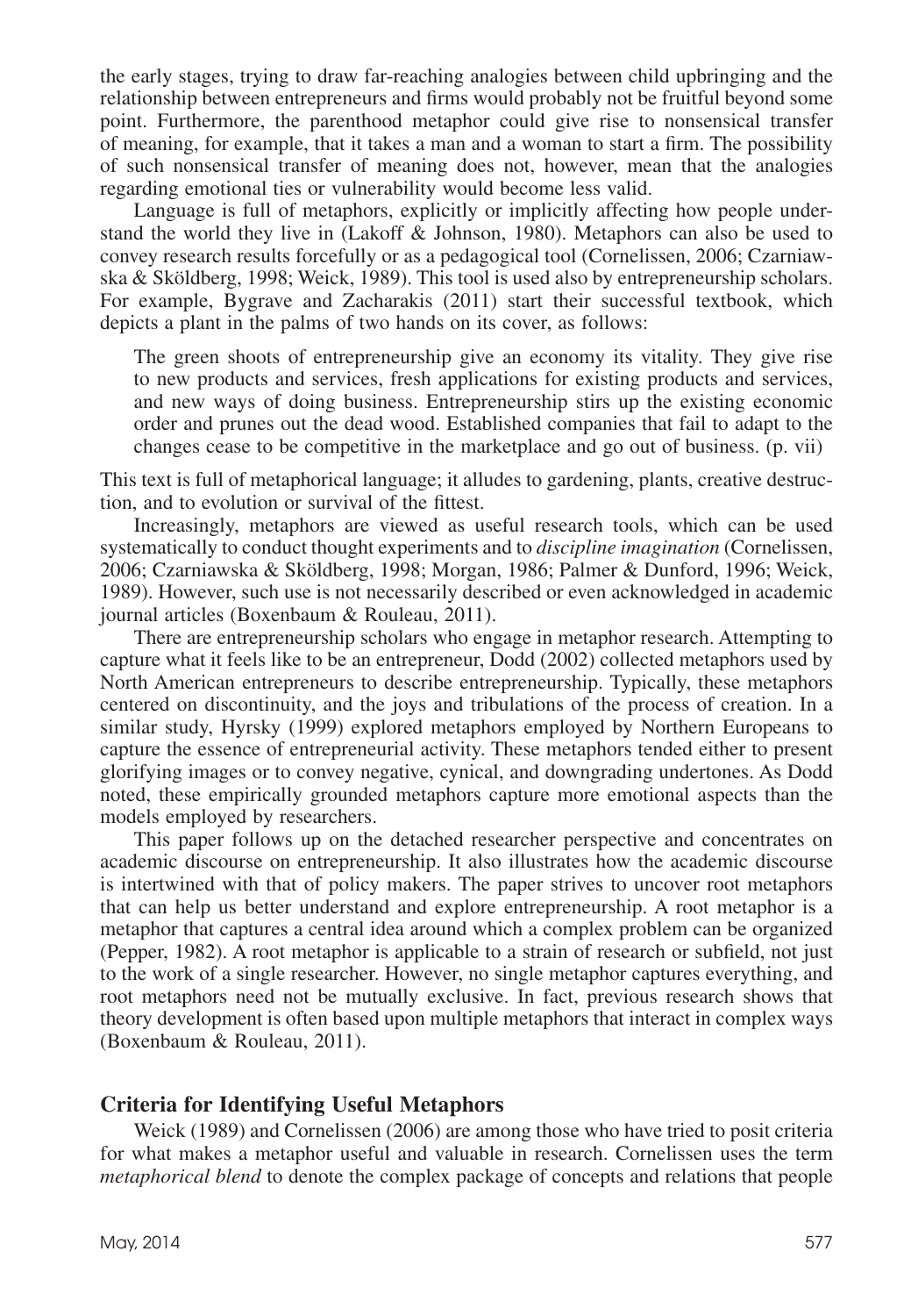the early stages, trying to draw far-reaching analogies between child upbringing and the relationship between entrepreneurs and firms would probably not be fruitful beyond some point. Furthermore, the parenthood metaphor could give rise to nonsensical transfer of meaning, for example, that it takes a man and a woman to start a firm. The possibility of such nonsensical transfer of meaning does not, however, mean that the analogies regarding emotional ties or vulnerability would become less valid.

Language is full of metaphors, explicitly or implicitly affecting how people understand the world they live in (Lakoff & Johnson, 1980). Metaphors can also be used to convey research results forcefully or as a pedagogical tool (Cornelissen, 2006; Czarniawska & Sköldberg, 1998; Weick, 1989). This tool is used also by entrepreneurship scholars. For example, Bygrave and Zacharakis (2011) start their successful textbook, which depicts a plant in the palms of two hands on its cover, as follows:

> The green shoots of entrepreneurship give an economy its vitality. They give rise to new products and services, fresh applications for existing products and services, and new ways of doing business. Entrepreneurship stirs up the existing economic order and prunes out the dead wood. Established companies that fail to adapt to the changes cease to be competitive in the marketplace and go out of business. (p. vii)

This text is full of metaphorical language; it alludes to gardening, plants, creative destruction, and to evolution or survival of the fittest.

Increasingly, metaphors are viewed as useful research tools, which can be used systematically to conduct thought experiments and to *discipline imagination* (Cornelissen, 2006; Czarniawska & Sköldberg, 1998; Morgan, 1986; Palmer & Dunford, 1996; Weick, 1989). However, such use is not necessarily described or even acknowledged in academic journal articles (Boxenbaum & Rouleau, 2011).

There are entrepreneurship scholars who engage in metaphor research. Attempting to capture what it feels like to be an entrepreneur, Dodd (2002) collected metaphors used by North American entrepreneurs to describe entrepreneurship. Typically, these metaphors centered on discontinuity, and the joys and tribulations of the process of creation. In a similar study, Hyrsky (1999) explored metaphors employed by Northern Europeans to capture the essence of entrepreneurial activity. These metaphors tended either to present glorifying images or to convey negative, cynical, and downgrading undertones. As Dodd noted, these empirically grounded metaphors capture more emotional aspects than the models employed by researchers.

This paper follows up on the detached researcher perspective and concentrates on academic discourse on entrepreneurship. It also illustrates how the academic discourse is intertwined with that of policy makers. The paper strives to uncover root metaphors that can help us better understand and explore entrepreneurship. A root metaphor is a metaphor that captures a central idea around which a complex problem can be organized (Pepper, 1982). A root metaphor is applicable to a strain of research or subfield, not just to the work of a single researcher. However, no single metaphor captures everything, and root metaphors need not be mutually exclusive. In fact, previous research shows that theory development is often based upon multiple metaphors that interact in complex ways (Boxenbaum & Rouleau, 2011).

## Criteria for Identifying Useful Metaphors

Weick (1989) and Cornelissen (2006) are among those who have tried to posit criteria for what makes a metaphor useful and valuable in research. Cornelissen uses the term *metaphorical blend* to denote the complex package of concepts and relations that people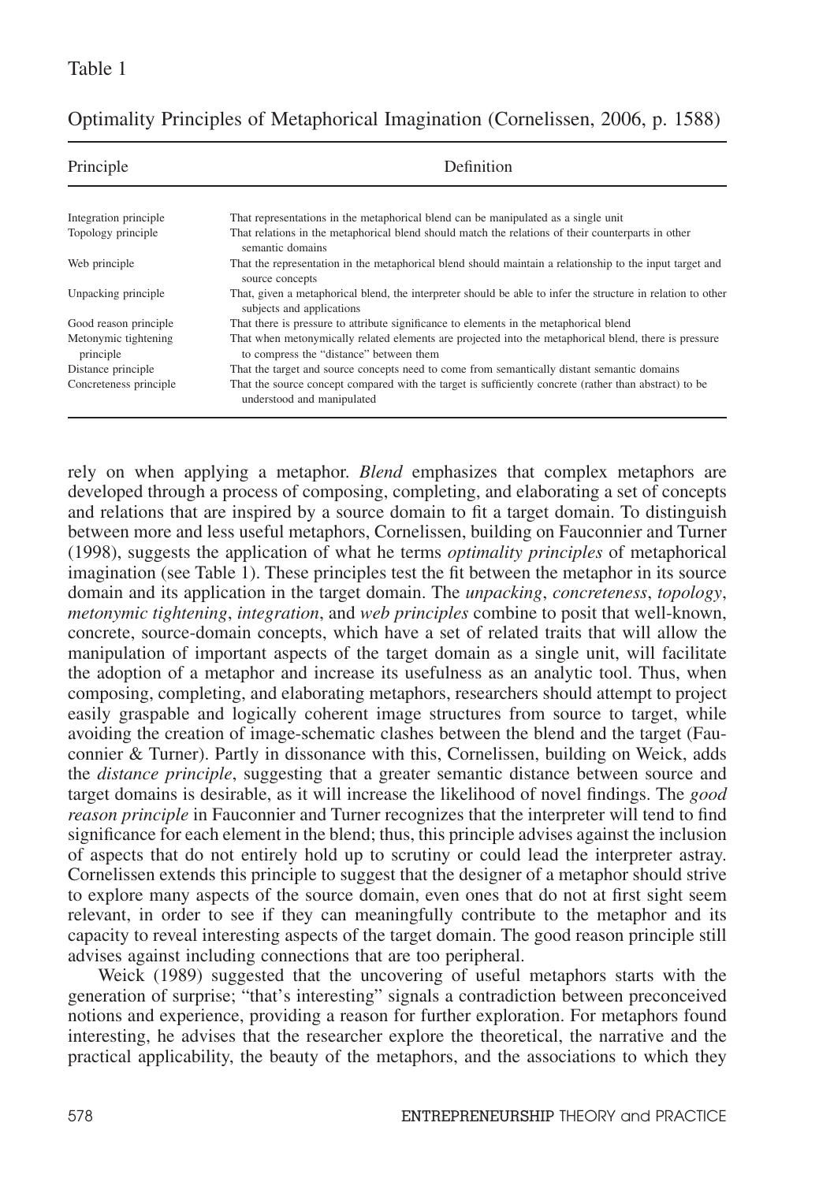Table 1

Optimality Principles of Metaphorical Imagination (Cornelissen, 2006, p. 1588)

| Principle | Definition |
|---|---|
| Integration principle | That representations in the metaphorical blend can be manipulated as a single unit |
| Topology principle | That relations in the metaphorical blend should match the relations of their counterparts in other semantic domains |
| Web principle | That the representation in the metaphorical blend should maintain a relationship to the input target and source concepts |
| Unpacking principle | That, given a metaphorical blend, the interpreter should be able to infer the structure in relation to other subjects and applications |
| Good reason principle | That there is pressure to attribute significance to elements in the metaphorical blend |
| Metonymic tightening principle | That when metonymically related elements are projected into the metaphorical blend, there is pressure to compress the "distance" between them |
| Distance principle | That the target and source concepts need to come from semantically distant semantic domains |
| Concreteness principle | That the source concept compared with the target is sufficiently concrete (rather than abstract) to be understood and manipulated |

rely on when applying a metaphor. *Blend* emphasizes that complex metaphors are developed through a process of composing, completing, and elaborating a set of concepts and relations that are inspired by a source domain to fit a target domain. To distinguish between more and less useful metaphors, Cornelissen, building on Fauconnier and Turner (1998), suggests the application of what he terms *optimality principles* of metaphorical imagination (see Table 1). These principles test the fit between the metaphor in its source domain and its application in the target domain. The *unpacking*, *concreteness*, *topology*, *metonymic tightening*, *integration*, and *web principles* combine to posit that well-known, concrete, source-domain concepts, which have a set of related traits that will allow the manipulation of important aspects of the target domain as a single unit, will facilitate the adoption of a metaphor and increase its usefulness as an analytic tool. Thus, when composing, completing, and elaborating metaphors, researchers should attempt to project easily graspable and logically coherent image structures from source to target, while avoiding the creation of image-schematic clashes between the blend and the target (Fauconnier & Turner). Partly in dissonance with this, Cornelissen, building on Weick, adds the *distance principle*, suggesting that a greater semantic distance between source and target domains is desirable, as it will increase the likelihood of novel findings. The *good reason principle* in Fauconnier and Turner recognizes that the interpreter will tend to find significance for each element in the blend; thus, this principle advises against the inclusion of aspects that do not entirely hold up to scrutiny or could lead the interpreter astray. Cornelissen extends this principle to suggest that the designer of a metaphor should strive to explore many aspects of the source domain, even ones that do not at first sight seem relevant, in order to see if they can meaningfully contribute to the metaphor and its capacity to reveal interesting aspects of the target domain. The good reason principle still advises against including connections that are too peripheral.

Weick (1989) suggested that the uncovering of useful metaphors starts with the generation of surprise; "that's interesting" signals a contradiction between preconceived notions and experience, providing a reason for further exploration. For metaphors found interesting, he advises that the researcher explore the theoretical, the narrative and the practical applicability, the beauty of the metaphors, and the associations to which they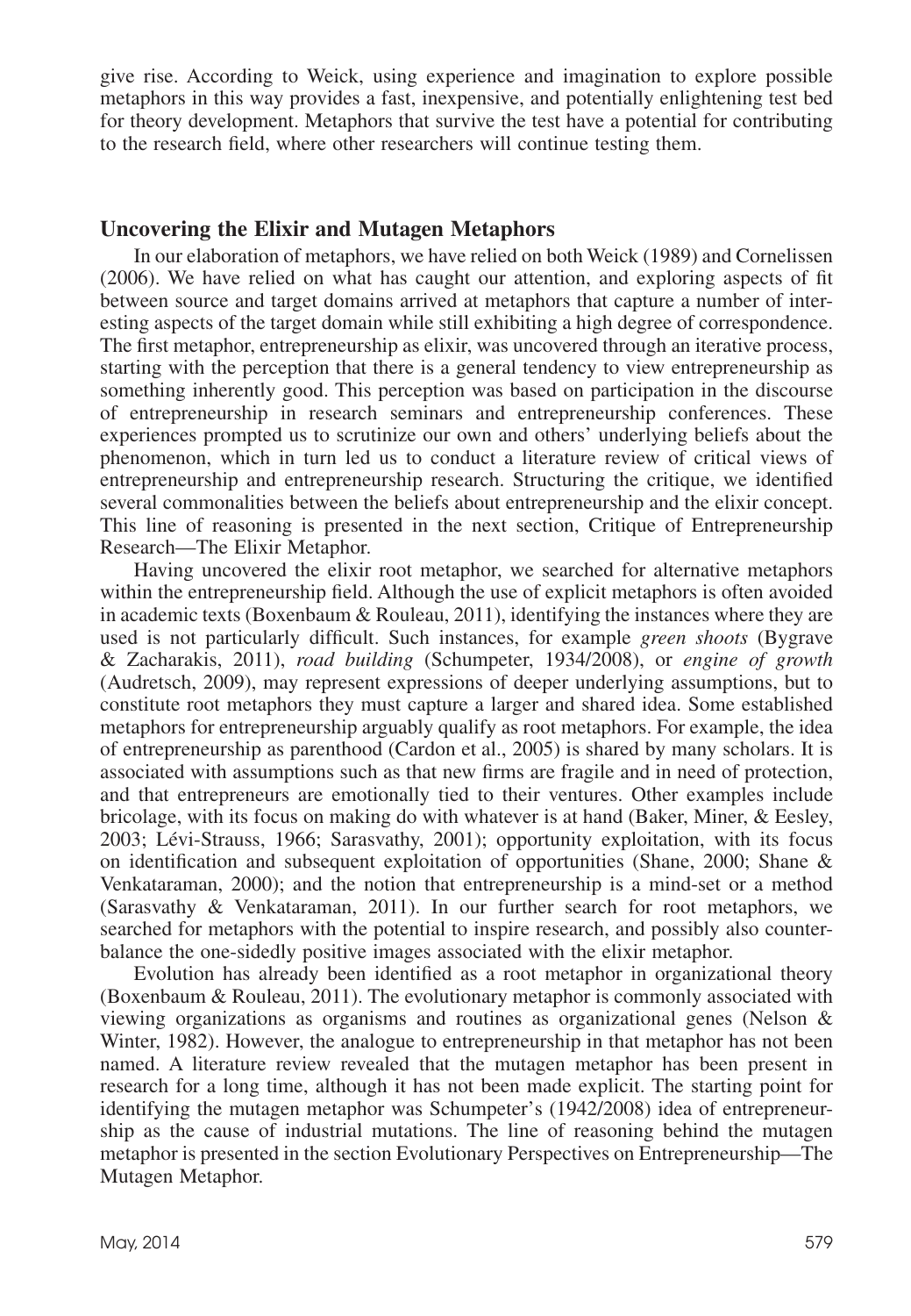give rise. According to Weick, using experience and imagination to explore possible metaphors in this way provides a fast, inexpensive, and potentially enlightening test bed for theory development. Metaphors that survive the test have a potential for contributing to the research field, where other researchers will continue testing them.

## Uncovering the Elixir and Mutagen Metaphors

In our elaboration of metaphors, we have relied on both Weick (1989) and Cornelissen (2006). We have relied on what has caught our attention, and exploring aspects of fit between source and target domains arrived at metaphors that capture a number of interesting aspects of the target domain while still exhibiting a high degree of correspondence. The first metaphor, entrepreneurship as elixir, was uncovered through an iterative process, starting with the perception that there is a general tendency to view entrepreneurship as something inherently good. This perception was based on participation in the discourse of entrepreneurship in research seminars and entrepreneurship conferences. These experiences prompted us to scrutinize our own and others' underlying beliefs about the phenomenon, which in turn led us to conduct a literature review of critical views of entrepreneurship and entrepreneurship research. Structuring the critique, we identified several commonalities between the beliefs about entrepreneurship and the elixir concept. This line of reasoning is presented in the next section, Critique of Entrepreneurship Research—The Elixir Metaphor.

Having uncovered the elixir root metaphor, we searched for alternative metaphors within the entrepreneurship field. Although the use of explicit metaphors is often avoided in academic texts (Boxenbaum & Rouleau, 2011), identifying the instances where they are used is not particularly difficult. Such instances, for example *green shoots* (Bygrave & Zacharakis, 2011), *road building* (Schumpeter, 1934/2008), or *engine of growth* (Audretsch, 2009), may represent expressions of deeper underlying assumptions, but to constitute root metaphors they must capture a larger and shared idea. Some established metaphors for entrepreneurship arguably qualify as root metaphors. For example, the idea of entrepreneurship as parenthood (Cardon et al., 2005) is shared by many scholars. It is associated with assumptions such as that new firms are fragile and in need of protection, and that entrepreneurs are emotionally tied to their ventures. Other examples include bricolage, with its focus on making do with whatever is at hand (Baker, Miner, & Eesley, 2003; Lévi-Strauss, 1966; Sarasvathy, 2001); opportunity exploitation, with its focus on identification and subsequent exploitation of opportunities (Shane, 2000; Shane & Venkataraman, 2000); and the notion that entrepreneurship is a mind-set or a method (Sarasvathy & Venkataraman, 2011). In our further search for root metaphors, we searched for metaphors with the potential to inspire research, and possibly also counterbalance the one-sidedly positive images associated with the elixir metaphor.

Evolution has already been identified as a root metaphor in organizational theory (Boxenbaum & Rouleau, 2011). The evolutionary metaphor is commonly associated with viewing organizations as organisms and routines as organizational genes (Nelson & Winter, 1982). However, the analogue to entrepreneurship in that metaphor has not been named. A literature review revealed that the mutagen metaphor has been present in research for a long time, although it has not been made explicit. The starting point for identifying the mutagen metaphor was Schumpeter's (1942/2008) idea of entrepreneurship as the cause of industrial mutations. The line of reasoning behind the mutagen metaphor is presented in the section Evolutionary Perspectives on Entrepreneurship—The Mutagen Metaphor.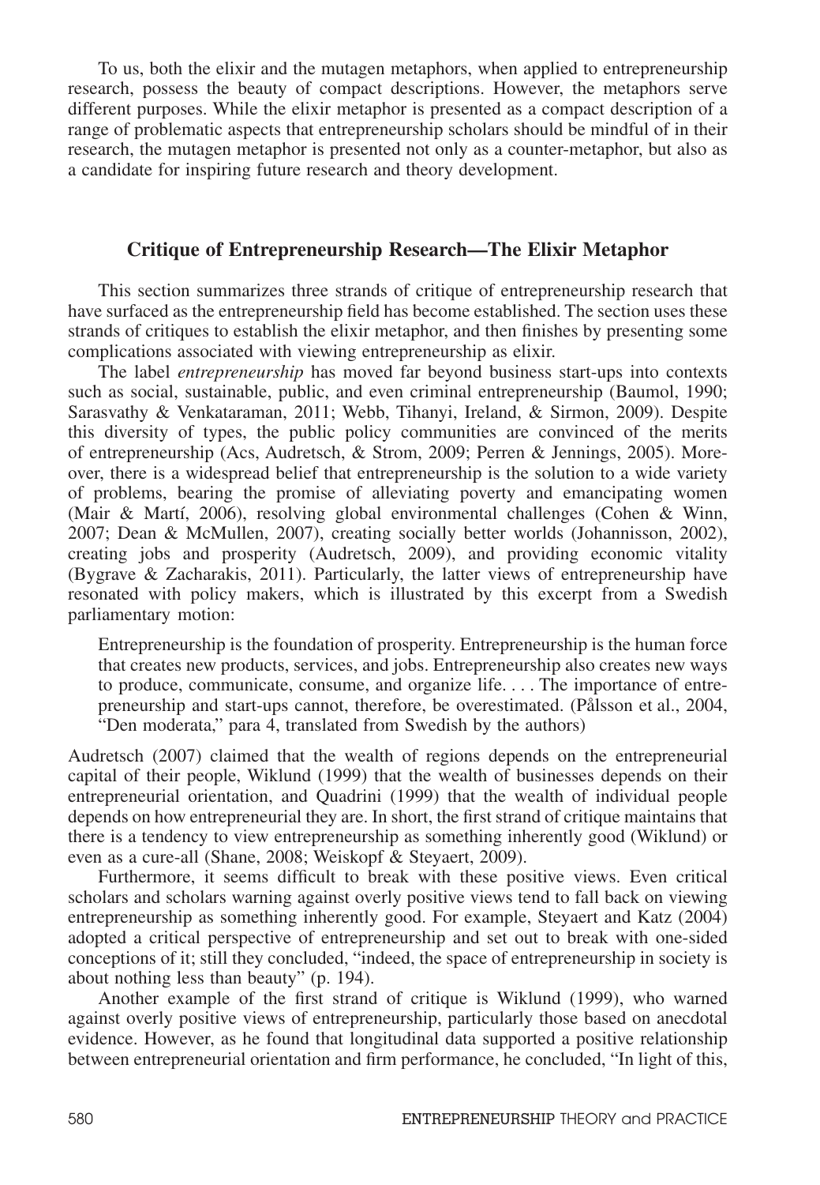To us, both the elixir and the mutagen metaphors, when applied to entrepreneurship research, possess the beauty of compact descriptions. However, the metaphors serve different purposes. While the elixir metaphor is presented as a compact description of a range of problematic aspects that entrepreneurship scholars should be mindful of in their research, the mutagen metaphor is presented not only as a counter-metaphor, but also as a candidate for inspiring future research and theory development.

## Critique of Entrepreneurship Research—The Elixir Metaphor

This section summarizes three strands of critique of entrepreneurship research that have surfaced as the entrepreneurship field has become established. The section uses these strands of critiques to establish the elixir metaphor, and then finishes by presenting some complications associated with viewing entrepreneurship as elixir.

The label *entrepreneurship* has moved far beyond business start-ups into contexts such as social, sustainable, public, and even criminal entrepreneurship (Baumol, 1990; Sarasvathy & Venkataraman, 2011; Webb, Tihanyi, Ireland, & Sirmon, 2009). Despite this diversity of types, the public policy communities are convinced of the merits of entrepreneurship (Acs, Audretsch, & Strom, 2009; Perren & Jennings, 2005). Moreover, there is a widespread belief that entrepreneurship is the solution to a wide variety of problems, bearing the promise of alleviating poverty and emancipating women (Mair & Martí, 2006), resolving global environmental challenges (Cohen & Winn, 2007; Dean & McMullen, 2007), creating socially better worlds (Johannisson, 2002), creating jobs and prosperity (Audretsch, 2009), and providing economic vitality (Bygrave & Zacharakis, 2011). Particularly, the latter views of entrepreneurship have resonated with policy makers, which is illustrated by this excerpt from a Swedish parliamentary motion:

> Entrepreneurship is the foundation of prosperity. Entrepreneurship is the human force that creates new products, services, and jobs. Entrepreneurship also creates new ways to produce, communicate, consume, and organize life. . . . The importance of entrepreneurship and start-ups cannot, therefore, be overestimated. (Pålsson et al., 2004, "Den moderata," para 4, translated from Swedish by the authors)

Audretsch (2007) claimed that the wealth of regions depends on the entrepreneurial capital of their people, Wiklund (1999) that the wealth of businesses depends on their entrepreneurial orientation, and Quadrini (1999) that the wealth of individual people depends on how entrepreneurial they are. In short, the first strand of critique maintains that there is a tendency to view entrepreneurship as something inherently good (Wiklund) or even as a cure-all (Shane, 2008; Weiskopf & Steyaert, 2009).

Furthermore, it seems difficult to break with these positive views. Even critical scholars and scholars warning against overly positive views tend to fall back on viewing entrepreneurship as something inherently good. For example, Steyaert and Katz (2004) adopted a critical perspective of entrepreneurship and set out to break with one-sided conceptions of it; still they concluded, "indeed, the space of entrepreneurship in society is about nothing less than beauty" (p. 194).

Another example of the first strand of critique is Wiklund (1999), who warned against overly positive views of entrepreneurship, particularly those based on anecdotal evidence. However, as he found that longitudinal data supported a positive relationship between entrepreneurial orientation and firm performance, he concluded, "In light of this,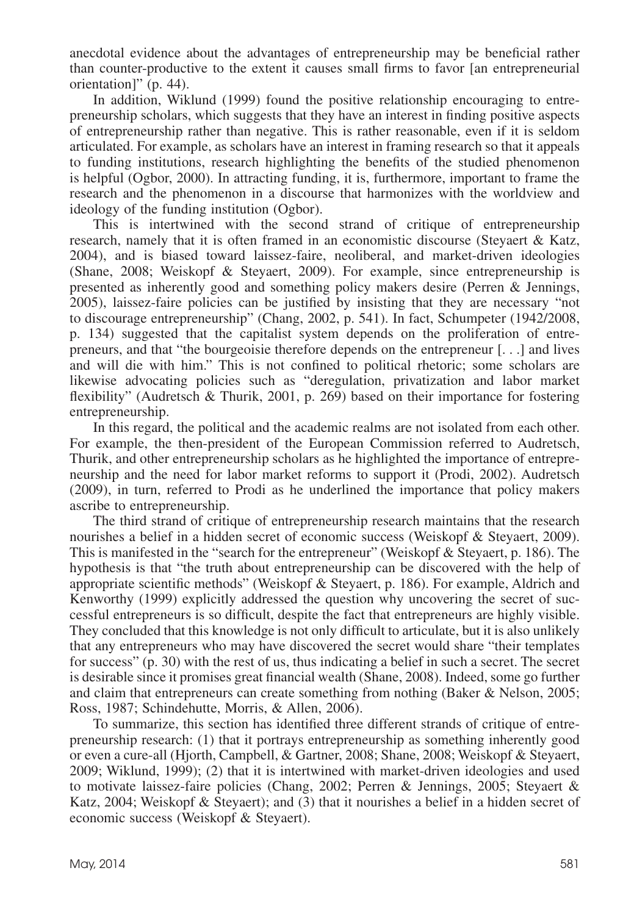anecdotal evidence about the advantages of entrepreneurship may be beneficial rather than counter-productive to the extent it causes small firms to favor [an entrepreneurial orientation]" (p. 44).

In addition, Wiklund (1999) found the positive relationship encouraging to entrepreneurship scholars, which suggests that they have an interest in finding positive aspects of entrepreneurship rather than negative. This is rather reasonable, even if it is seldom articulated. For example, as scholars have an interest in framing research so that it appeals to funding institutions, research highlighting the benefits of the studied phenomenon is helpful (Ogbor, 2000). In attracting funding, it is, furthermore, important to frame the research and the phenomenon in a discourse that harmonizes with the worldview and ideology of the funding institution (Ogbor).

This is intertwined with the second strand of critique of entrepreneurship research, namely that it is often framed in an economistic discourse (Steyaert & Katz, 2004), and is biased toward laissez-faire, neoliberal, and market-driven ideologies (Shane, 2008; Weiskopf & Steyaert, 2009). For example, since entrepreneurship is presented as inherently good and something policy makers desire (Perren & Jennings, 2005), laissez-faire policies can be justified by insisting that they are necessary "not to discourage entrepreneurship" (Chang, 2002, p. 541). In fact, Schumpeter (1942/2008, p. 134) suggested that the capitalist system depends on the proliferation of entrepreneurs, and that "the bourgeoisie therefore depends on the entrepreneur [. . .] and lives and will die with him." This is not confined to political rhetoric; some scholars are likewise advocating policies such as "deregulation, privatization and labor market flexibility" (Audretsch & Thurik, 2001, p. 269) based on their importance for fostering entrepreneurship.

In this regard, the political and the academic realms are not isolated from each other. For example, the then-president of the European Commission referred to Audretsch, Thurik, and other entrepreneurship scholars as he highlighted the importance of entrepreneurship and the need for labor market reforms to support it (Prodi, 2002). Audretsch (2009), in turn, referred to Prodi as he underlined the importance that policy makers ascribe to entrepreneurship.

The third strand of critique of entrepreneurship research maintains that the research nourishes a belief in a hidden secret of economic success (Weiskopf & Steyaert, 2009). This is manifested in the "search for the entrepreneur" (Weiskopf & Steyaert, p. 186). The hypothesis is that "the truth about entrepreneurship can be discovered with the help of appropriate scientific methods" (Weiskopf & Steyaert, p. 186). For example, Aldrich and Kenworthy (1999) explicitly addressed the question why uncovering the secret of successful entrepreneurs is so difficult, despite the fact that entrepreneurs are highly visible. They concluded that this knowledge is not only difficult to articulate, but it is also unlikely that any entrepreneurs who may have discovered the secret would share "their templates for success" (p. 30) with the rest of us, thus indicating a belief in such a secret. The secret is desirable since it promises great financial wealth (Shane, 2008). Indeed, some go further and claim that entrepreneurs can create something from nothing (Baker & Nelson, 2005; Ross, 1987; Schindehutte, Morris, & Allen, 2006).

To summarize, this section has identified three different strands of critique of entrepreneurship research: (1) that it portrays entrepreneurship as something inherently good or even a cure-all (Hjorth, Campbell, & Gartner, 2008; Shane, 2008; Weiskopf & Steyaert, 2009; Wiklund, 1999); (2) that it is intertwined with market-driven ideologies and used to motivate laissez-faire policies (Chang, 2002; Perren & Jennings, 2005; Steyaert & Katz, 2004; Weiskopf & Steyaert); and (3) that it nourishes a belief in a hidden secret of economic success (Weiskopf & Steyaert).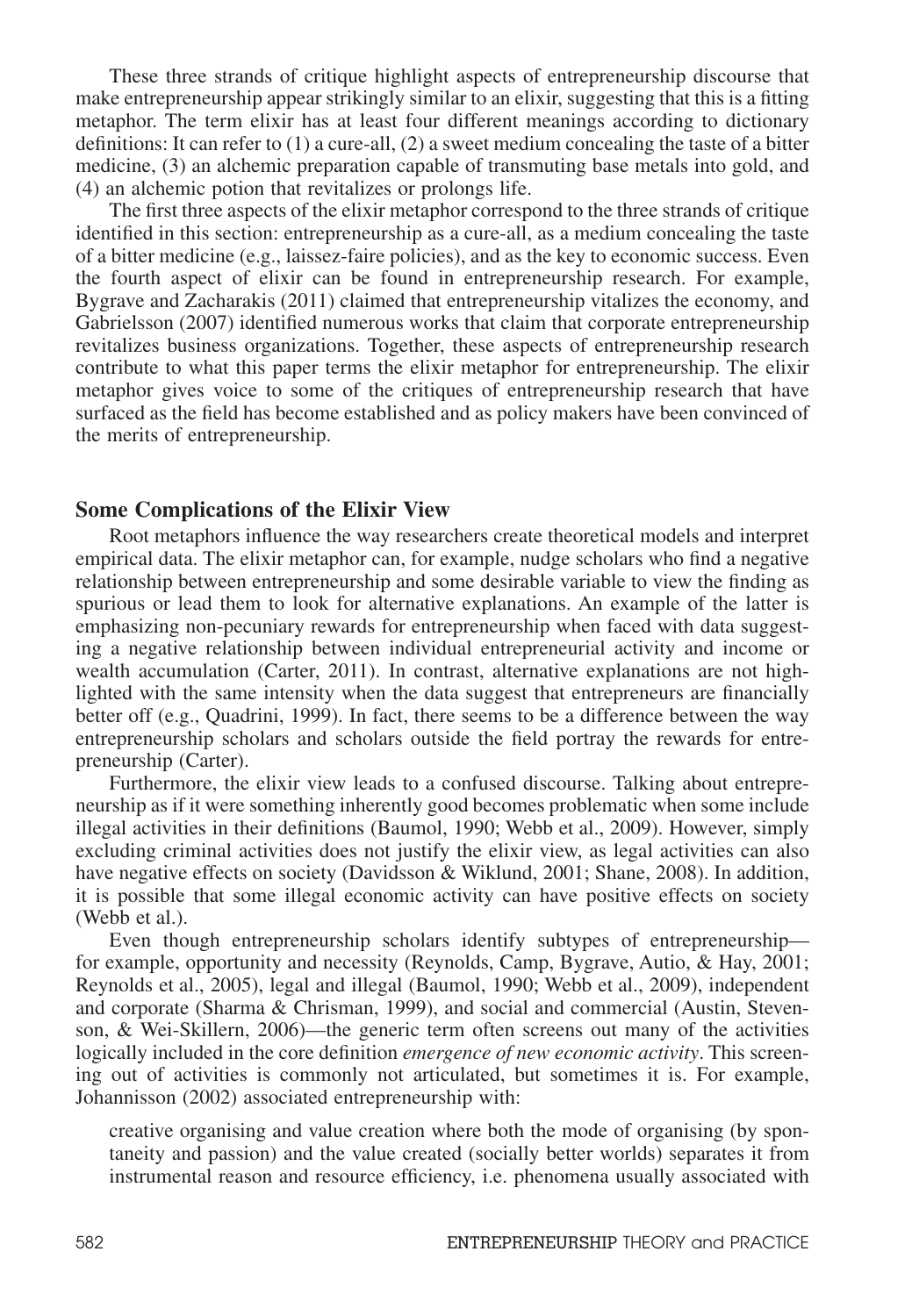These three strands of critique highlight aspects of entrepreneurship discourse that make entrepreneurship appear strikingly similar to an elixir, suggesting that this is a fitting metaphor. The term elixir has at least four different meanings according to dictionary definitions: It can refer to (1) a cure-all, (2) a sweet medium concealing the taste of a bitter medicine, (3) an alchemic preparation capable of transmuting base metals into gold, and (4) an alchemic potion that revitalizes or prolongs life.

The first three aspects of the elixir metaphor correspond to the three strands of critique identified in this section: entrepreneurship as a cure-all, as a medium concealing the taste of a bitter medicine (e.g., laissez-faire policies), and as the key to economic success. Even the fourth aspect of elixir can be found in entrepreneurship research. For example, Bygrave and Zacharakis (2011) claimed that entrepreneurship vitalizes the economy, and Gabrielsson (2007) identified numerous works that claim that corporate entrepreneurship revitalizes business organizations. Together, these aspects of entrepreneurship research contribute to what this paper terms the elixir metaphor for entrepreneurship. The elixir metaphor gives voice to some of the critiques of entrepreneurship research that have surfaced as the field has become established and as policy makers have been convinced of the merits of entrepreneurship.

## Some Complications of the Elixir View

Root metaphors influence the way researchers create theoretical models and interpret empirical data. The elixir metaphor can, for example, nudge scholars who find a negative relationship between entrepreneurship and some desirable variable to view the finding as spurious or lead them to look for alternative explanations. An example of the latter is emphasizing non-pecuniary rewards for entrepreneurship when faced with data suggesting a negative relationship between individual entrepreneurial activity and income or wealth accumulation (Carter, 2011). In contrast, alternative explanations are not highlighted with the same intensity when the data suggest that entrepreneurs are financially better off (e.g., Quadrini, 1999). In fact, there seems to be a difference between the way entrepreneurship scholars and scholars outside the field portray the rewards for entrepreneurship (Carter).

Furthermore, the elixir view leads to a confused discourse. Talking about entrepreneurship as if it were something inherently good becomes problematic when some include illegal activities in their definitions (Baumol, 1990; Webb et al., 2009). However, simply excluding criminal activities does not justify the elixir view, as legal activities can also have negative effects on society (Davidsson & Wiklund, 2001; Shane, 2008). In addition, it is possible that some illegal economic activity can have positive effects on society (Webb et al.).

Even though entrepreneurship scholars identify subtypes of entrepreneurship—for example, opportunity and necessity (Reynolds, Camp, Bygrave, Autio, & Hay, 2001; Reynolds et al., 2005), legal and illegal (Baumol, 1990; Webb et al., 2009), independent and corporate (Sharma & Chrisman, 1999), and social and commercial (Austin, Stevenson, & Wei-Skillern, 2006)—the generic term often screens out many of the activities logically included in the core definition *emergence of new economic activity*. This screening out of activities is commonly not articulated, but sometimes it is. For example, Johannisson (2002) associated entrepreneurship with:

> creative organising and value creation where both the mode of organising (by spontaneity and passion) and the value created (socially better worlds) separates it from instrumental reason and resource efficiency, i.e. phenomena usually associated with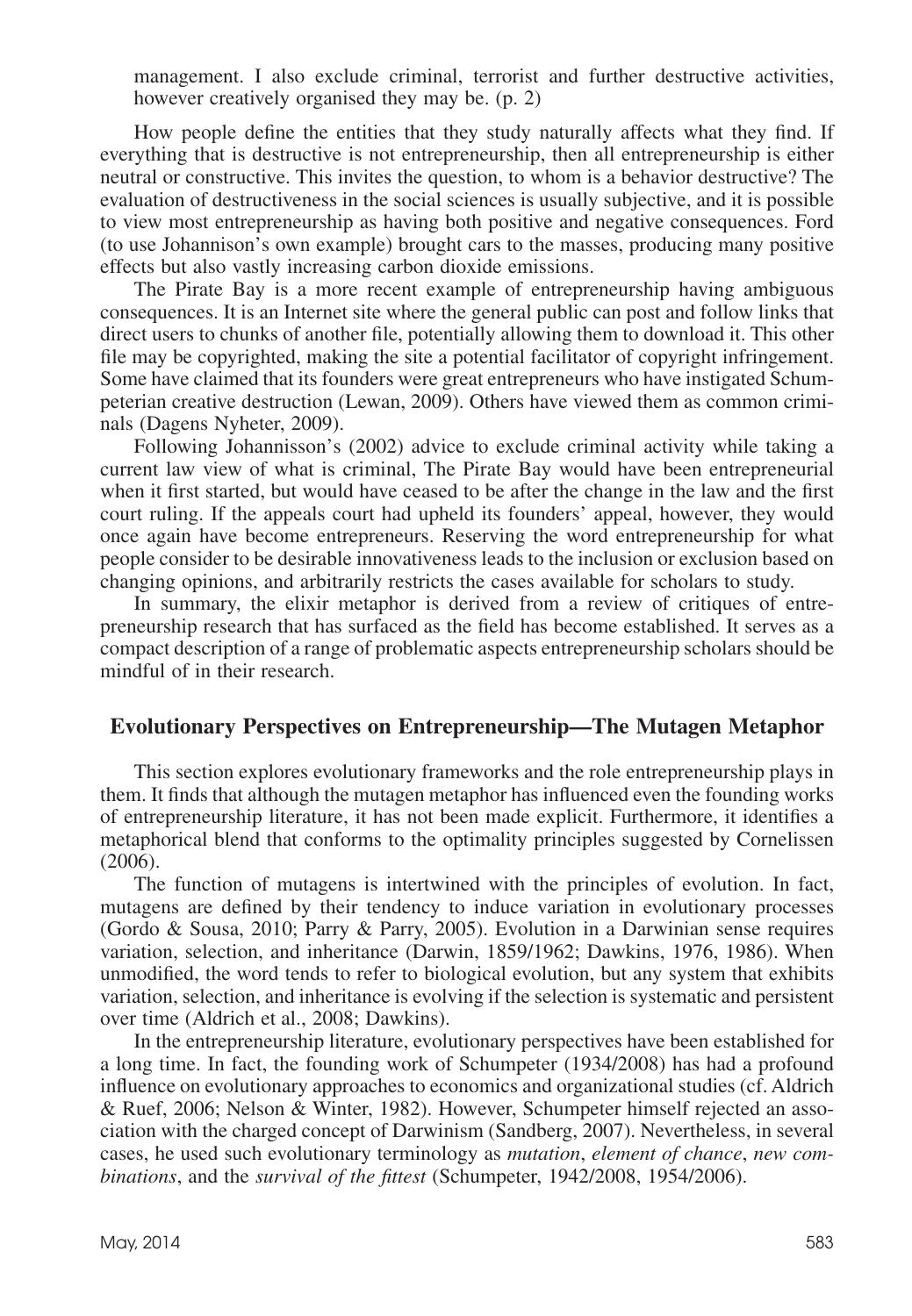management. I also exclude criminal, terrorist and further destructive activities, however creatively organised they may be. (p. 2)

How people define the entities that they study naturally affects what they find. If everything that is destructive is not entrepreneurship, then all entrepreneurship is either neutral or constructive. This invites the question, to whom is a behavior destructive? The evaluation of destructiveness in the social sciences is usually subjective, and it is possible to view most entrepreneurship as having both positive and negative consequences. Ford (to use Johannison's own example) brought cars to the masses, producing many positive effects but also vastly increasing carbon dioxide emissions.

The Pirate Bay is a more recent example of entrepreneurship having ambiguous consequences. It is an Internet site where the general public can post and follow links that direct users to chunks of another file, potentially allowing them to download it. This other file may be copyrighted, making the site a potential facilitator of copyright infringement. Some have claimed that its founders were great entrepreneurs who have instigated Schumpeterian creative destruction (Lewan, 2009). Others have viewed them as common criminals (Dagens Nyheter, 2009).

Following Johannisson's (2002) advice to exclude criminal activity while taking a current law view of what is criminal, The Pirate Bay would have been entrepreneurial when it first started, but would have ceased to be after the change in the law and the first court ruling. If the appeals court had upheld its founders' appeal, however, they would once again have become entrepreneurs. Reserving the word entrepreneurship for what people consider to be desirable innovativeness leads to the inclusion or exclusion based on changing opinions, and arbitrarily restricts the cases available for scholars to study.

In summary, the elixir metaphor is derived from a review of critiques of entrepreneurship research that has surfaced as the field has become established. It serves as a compact description of a range of problematic aspects entrepreneurship scholars should be mindful of in their research.

## Evolutionary Perspectives on Entrepreneurship—The Mutagen Metaphor

This section explores evolutionary frameworks and the role entrepreneurship plays in them. It finds that although the mutagen metaphor has influenced even the founding works of entrepreneurship literature, it has not been made explicit. Furthermore, it identifies a metaphorical blend that conforms to the optimality principles suggested by Cornelissen (2006).

The function of mutagens is intertwined with the principles of evolution. In fact, mutagens are defined by their tendency to induce variation in evolutionary processes (Gordo & Sousa, 2010; Parry & Parry, 2005). Evolution in a Darwinian sense requires variation, selection, and inheritance (Darwin, 1859/1962; Dawkins, 1976, 1986). When unmodified, the word tends to refer to biological evolution, but any system that exhibits variation, selection, and inheritance is evolving if the selection is systematic and persistent over time (Aldrich et al., 2008; Dawkins).

In the entrepreneurship literature, evolutionary perspectives have been established for a long time. In fact, the founding work of Schumpeter (1934/2008) has had a profound influence on evolutionary approaches to economics and organizational studies (cf. Aldrich & Ruef, 2006; Nelson & Winter, 1982). However, Schumpeter himself rejected an association with the charged concept of Darwinism (Sandberg, 2007). Nevertheless, in several cases, he used such evolutionary terminology as *mutation*, *element of chance*, *new combinations*, and the *survival of the fittest* (Schumpeter, 1942/2008, 1954/2006).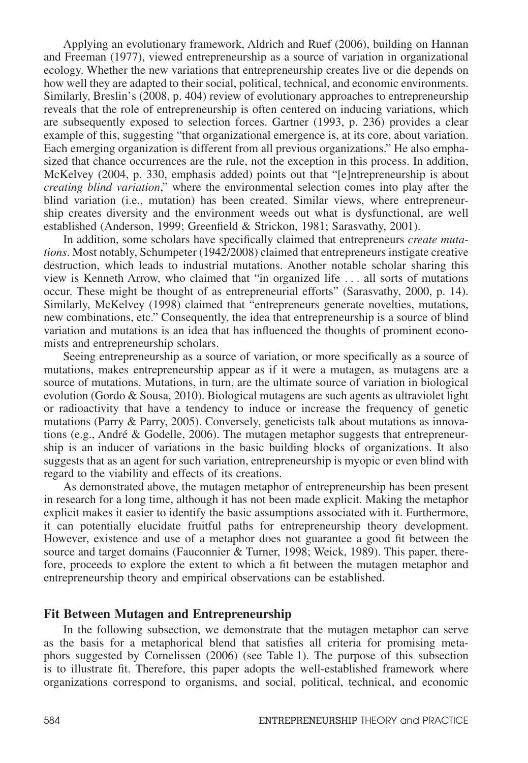Applying an evolutionary framework, Aldrich and Ruef (2006), building on Hannan and Freeman (1977), viewed entrepreneurship as a source of variation in organizational ecology. Whether the new variations that entrepreneurship creates live or die depends on how well they are adapted to their social, political, technical, and economic environments. Similarly, Breslin's (2008, p. 404) review of evolutionary approaches to entrepreneurship reveals that the role of entrepreneurship is often centered on inducing variations, which are subsequently exposed to selection forces. Gartner (1993, p. 236) provides a clear example of this, suggesting "that organizational emergence is, at its core, about variation. Each emerging organization is different from all previous organizations." He also emphasized that chance occurrences are the rule, not the exception in this process. In addition, McKelvey (2004, p. 330, emphasis added) points out that "[e]ntrepreneurship is about *creating blind variation*," where the environmental selection comes into play after the blind variation (i.e., mutation) has been created. Similar views, where entrepreneurship creates diversity and the environment weeds out what is dysfunctional, are well established (Anderson, 1999; Greenfield & Strickon, 1981; Sarasvathy, 2001).

In addition, some scholars have specifically claimed that entrepreneurs *create mutations*. Most notably, Schumpeter (1942/2008) claimed that entrepreneurs instigate creative destruction, which leads to industrial mutations. Another notable scholar sharing this view is Kenneth Arrow, who claimed that "in organized life . . . all sorts of mutations occur. These might be thought of as entrepreneurial efforts" (Sarasvathy, 2000, p. 14). Similarly, McKelvey (1998) claimed that "entrepreneurs generate novelties, mutations, new combinations, etc." Consequently, the idea that entrepreneurship is a source of blind variation and mutations is an idea that has influenced the thoughts of prominent economists and entrepreneurship scholars.

Seeing entrepreneurship as a source of variation, or more specifically as a source of mutations, makes entrepreneurship appear as if it were a mutagen, as mutagens are a source of mutations. Mutations, in turn, are the ultimate source of variation in biological evolution (Gordo & Sousa, 2010). Biological mutagens are such agents as ultraviolet light or radioactivity that have a tendency to induce or increase the frequency of genetic mutations (Parry & Parry, 2005). Conversely, geneticists talk about mutations as innovations (e.g., André & Godelle, 2006). The mutagen metaphor suggests that entrepreneurship is an inducer of variations in the basic building blocks of organizations. It also suggests that as an agent for such variation, entrepreneurship is myopic or even blind with regard to the viability and effects of its creations.

As demonstrated above, the mutagen metaphor of entrepreneurship has been present in research for a long time, although it has not been made explicit. Making the metaphor explicit makes it easier to identify the basic assumptions associated with it. Furthermore, it can potentially elucidate fruitful paths for entrepreneurship theory development. However, existence and use of a metaphor does not guarantee a good fit between the source and target domains (Fauconnier & Turner, 1998; Weick, 1989). This paper, therefore, proceeds to explore the extent to which a fit between the mutagen metaphor and entrepreneurship theory and empirical observations can be established.

## Fit Between Mutagen and Entrepreneurship

In the following subsection, we demonstrate that the mutagen metaphor can serve as the basis for a metaphorical blend that satisfies all criteria for promising metaphors suggested by Cornelissen (2006) (see Table 1). The purpose of this subsection is to illustrate fit. Therefore, this paper adopts the well-established framework where organizations correspond to organisms, and social, political, technical, and economic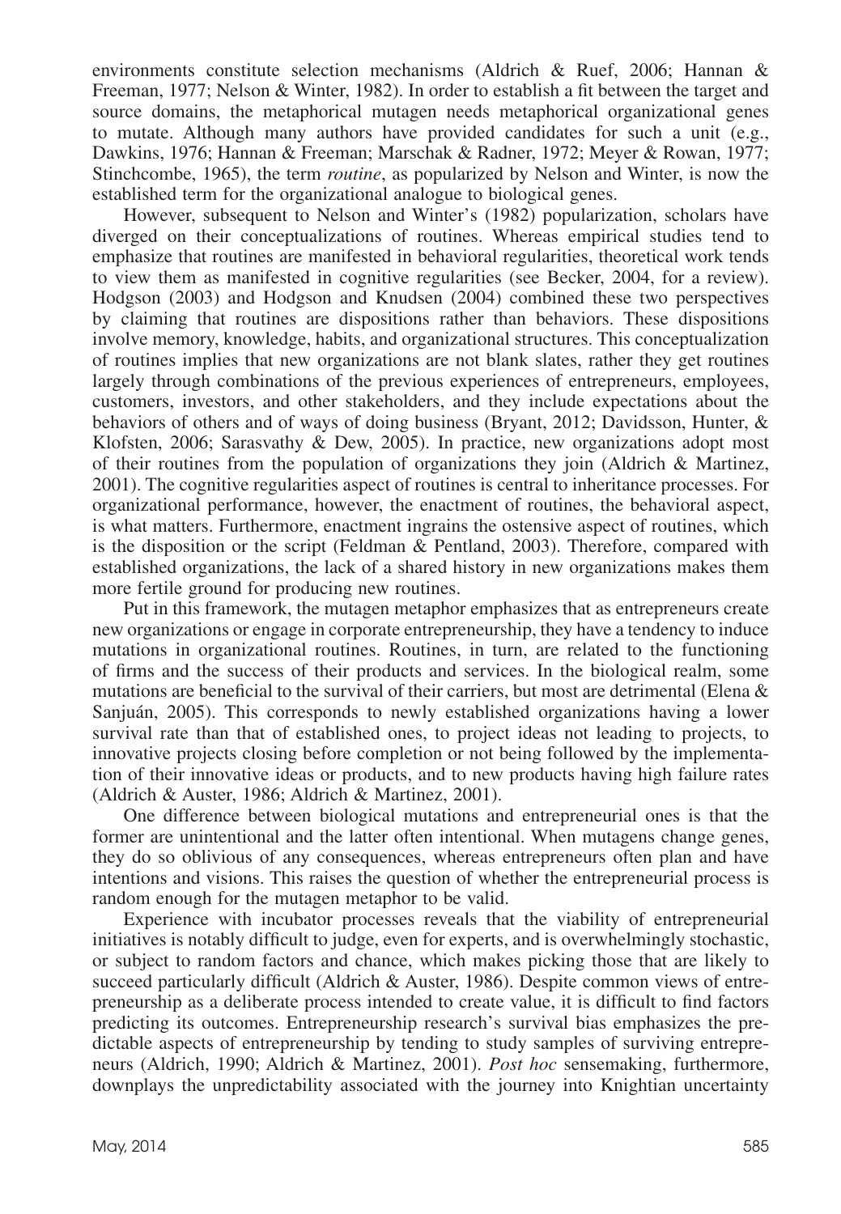environments constitute selection mechanisms (Aldrich & Ruef, 2006; Hannan & Freeman, 1977; Nelson & Winter, 1982). In order to establish a fit between the target and source domains, the metaphorical mutagen needs metaphorical organizational genes to mutate. Although many authors have provided candidates for such a unit (e.g., Dawkins, 1976; Hannan & Freeman; Marschak & Radner, 1972; Meyer & Rowan, 1977; Stinchcombe, 1965), the term *routine*, as popularized by Nelson and Winter, is now the established term for the organizational analogue to biological genes.

However, subsequent to Nelson and Winter's (1982) popularization, scholars have diverged on their conceptualizations of routines. Whereas empirical studies tend to emphasize that routines are manifested in behavioral regularities, theoretical work tends to view them as manifested in cognitive regularities (see Becker, 2004, for a review). Hodgson (2003) and Hodgson and Knudsen (2004) combined these two perspectives by claiming that routines are dispositions rather than behaviors. These dispositions involve memory, knowledge, habits, and organizational structures. This conceptualization of routines implies that new organizations are not blank slates, rather they get routines largely through combinations of the previous experiences of entrepreneurs, employees, customers, investors, and other stakeholders, and they include expectations about the behaviors of others and of ways of doing business (Bryant, 2012; Davidsson, Hunter, & Klofsten, 2006; Sarasvathy & Dew, 2005). In practice, new organizations adopt most of their routines from the population of organizations they join (Aldrich & Martinez, 2001). The cognitive regularities aspect of routines is central to inheritance processes. For organizational performance, however, the enactment of routines, the behavioral aspect, is what matters. Furthermore, enactment ingrains the ostensive aspect of routines, which is the disposition or the script (Feldman & Pentland, 2003). Therefore, compared with established organizations, the lack of a shared history in new organizations makes them more fertile ground for producing new routines.

Put in this framework, the mutagen metaphor emphasizes that as entrepreneurs create new organizations or engage in corporate entrepreneurship, they have a tendency to induce mutations in organizational routines. Routines, in turn, are related to the functioning of firms and the success of their products and services. In the biological realm, some mutations are beneficial to the survival of their carriers, but most are detrimental (Elena & Sanjuán, 2005). This corresponds to newly established organizations having a lower survival rate than that of established ones, to project ideas not leading to projects, to innovative projects closing before completion or not being followed by the implementation of their innovative ideas or products, and to new products having high failure rates (Aldrich & Auster, 1986; Aldrich & Martinez, 2001).

One difference between biological mutations and entrepreneurial ones is that the former are unintentional and the latter often intentional. When mutagens change genes, they do so oblivious of any consequences, whereas entrepreneurs often plan and have intentions and visions. This raises the question of whether the entrepreneurial process is random enough for the mutagen metaphor to be valid.

Experience with incubator processes reveals that the viability of entrepreneurial initiatives is notably difficult to judge, even for experts, and is overwhelmingly stochastic, or subject to random factors and chance, which makes picking those that are likely to succeed particularly difficult (Aldrich & Auster, 1986). Despite common views of entrepreneurship as a deliberate process intended to create value, it is difficult to find factors predicting its outcomes. Entrepreneurship research's survival bias emphasizes the predictable aspects of entrepreneurship by tending to study samples of surviving entrepreneurs (Aldrich, 1990; Aldrich & Martinez, 2001). *Post hoc* sensemaking, furthermore, downplays the unpredictability associated with the journey into Knightian uncertainty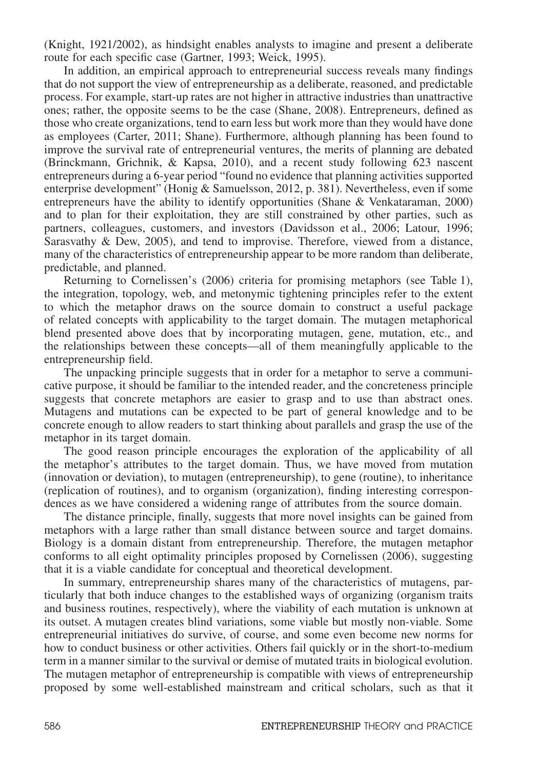(Knight, 1921/2002), as hindsight enables analysts to imagine and present a deliberate route for each specific case (Gartner, 1993; Weick, 1995).

In addition, an empirical approach to entrepreneurial success reveals many findings that do not support the view of entrepreneurship as a deliberate, reasoned, and predictable process. For example, start-up rates are not higher in attractive industries than unattractive ones; rather, the opposite seems to be the case (Shane, 2008). Entrepreneurs, defined as those who create organizations, tend to earn less but work more than they would have done as employees (Carter, 2011; Shane). Furthermore, although planning has been found to improve the survival rate of entrepreneurial ventures, the merits of planning are debated (Brinckmann, Grichnik, & Kapsa, 2010), and a recent study following 623 nascent entrepreneurs during a 6-year period "found no evidence that planning activities supported enterprise development" (Honig & Samuelsson, 2012, p. 381). Nevertheless, even if some entrepreneurs have the ability to identify opportunities (Shane & Venkataraman, 2000) and to plan for their exploitation, they are still constrained by other parties, such as partners, colleagues, customers, and investors (Davidsson et al., 2006; Latour, 1996; Sarasvathy & Dew, 2005), and tend to improvise. Therefore, viewed from a distance, many of the characteristics of entrepreneurship appear to be more random than deliberate, predictable, and planned.

Returning to Cornelissen's (2006) criteria for promising metaphors (see Table 1), the integration, topology, web, and metonymic tightening principles refer to the extent to which the metaphor draws on the source domain to construct a useful package of related concepts with applicability to the target domain. The mutagen metaphorical blend presented above does that by incorporating mutagen, gene, mutation, etc., and the relationships between these concepts—all of them meaningfully applicable to the entrepreneurship field.

The unpacking principle suggests that in order for a metaphor to serve a communicative purpose, it should be familiar to the intended reader, and the concreteness principle suggests that concrete metaphors are easier to grasp and to use than abstract ones. Mutagens and mutations can be expected to be part of general knowledge and to be concrete enough to allow readers to start thinking about parallels and grasp the use of the metaphor in its target domain.

The good reason principle encourages the exploration of the applicability of all the metaphor's attributes to the target domain. Thus, we have moved from mutation (innovation or deviation), to mutagen (entrepreneurship), to gene (routine), to inheritance (replication of routines), and to organism (organization), finding interesting correspondences as we have considered a widening range of attributes from the source domain.

The distance principle, finally, suggests that more novel insights can be gained from metaphors with a large rather than small distance between source and target domains. Biology is a domain distant from entrepreneurship. Therefore, the mutagen metaphor conforms to all eight optimality principles proposed by Cornelissen (2006), suggesting that it is a viable candidate for conceptual and theoretical development.

In summary, entrepreneurship shares many of the characteristics of mutagens, particularly that both induce changes to the established ways of organizing (organism traits and business routines, respectively), where the viability of each mutation is unknown at its outset. A mutagen creates blind variations, some viable but mostly non-viable. Some entrepreneurial initiatives do survive, of course, and some even become new norms for how to conduct business or other activities. Others fail quickly or in the short-to-medium term in a manner similar to the survival or demise of mutated traits in biological evolution. The mutagen metaphor of entrepreneurship is compatible with views of entrepreneurship proposed by some well-established mainstream and critical scholars, such as that it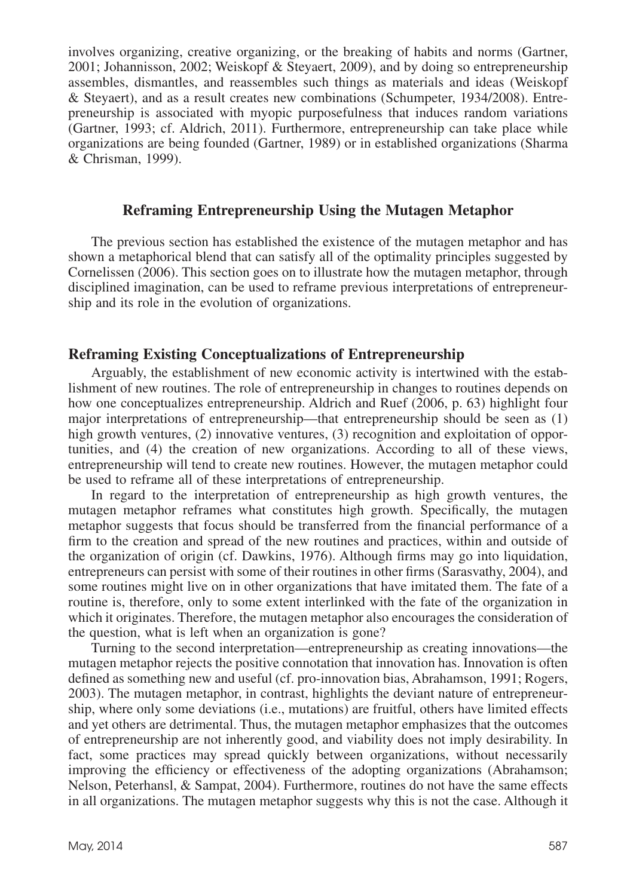involves organizing, creative organizing, or the breaking of habits and norms (Gartner, 2001; Johannisson, 2002; Weiskopf & Steyaert, 2009), and by doing so entrepreneurship assembles, dismantles, and reassembles such things as materials and ideas (Weiskopf & Steyaert), and as a result creates new combinations (Schumpeter, 1934/2008). Entrepreneurship is associated with myopic purposefulness that induces random variations (Gartner, 1993; cf. Aldrich, 2011). Furthermore, entrepreneurship can take place while organizations are being founded (Gartner, 1989) or in established organizations (Sharma & Chrisman, 1999).

## Reframing Entrepreneurship Using the Mutagen Metaphor

The previous section has established the existence of the mutagen metaphor and has shown a metaphorical blend that can satisfy all of the optimality principles suggested by Cornelissen (2006). This section goes on to illustrate how the mutagen metaphor, through disciplined imagination, can be used to reframe previous interpretations of entrepreneurship and its role in the evolution of organizations.

### Reframing Existing Conceptualizations of Entrepreneurship

Arguably, the establishment of new economic activity is intertwined with the establishment of new routines. The role of entrepreneurship in changes to routines depends on how one conceptualizes entrepreneurship. Aldrich and Ruef (2006, p. 63) highlight four major interpretations of entrepreneurship—that entrepreneurship should be seen as (1) high growth ventures, (2) innovative ventures, (3) recognition and exploitation of opportunities, and (4) the creation of new organizations. According to all of these views, entrepreneurship will tend to create new routines. However, the mutagen metaphor could be used to reframe all of these interpretations of entrepreneurship.

In regard to the interpretation of entrepreneurship as high growth ventures, the mutagen metaphor reframes what constitutes high growth. Specifically, the mutagen metaphor suggests that focus should be transferred from the financial performance of a firm to the creation and spread of the new routines and practices, within and outside of the organization of origin (cf. Dawkins, 1976). Although firms may go into liquidation, entrepreneurs can persist with some of their routines in other firms (Sarasvathy, 2004), and some routines might live on in other organizations that have imitated them. The fate of a routine is, therefore, only to some extent interlinked with the fate of the organization in which it originates. Therefore, the mutagen metaphor also encourages the consideration of the question, what is left when an organization is gone?

Turning to the second interpretation—entrepreneurship as creating innovations—the mutagen metaphor rejects the positive connotation that innovation has. Innovation is often defined as something new and useful (cf. pro-innovation bias, Abrahamson, 1991; Rogers, 2003). The mutagen metaphor, in contrast, highlights the deviant nature of entrepreneurship, where only some deviations (i.e., mutations) are fruitful, others have limited effects and yet others are detrimental. Thus, the mutagen metaphor emphasizes that the outcomes of entrepreneurship are not inherently good, and viability does not imply desirability. In fact, some practices may spread quickly between organizations, without necessarily improving the efficiency or effectiveness of the adopting organizations (Abrahamson; Nelson, Peterhansl, & Sampat, 2004). Furthermore, routines do not have the same effects in all organizations. The mutagen metaphor suggests why this is not the case. Although it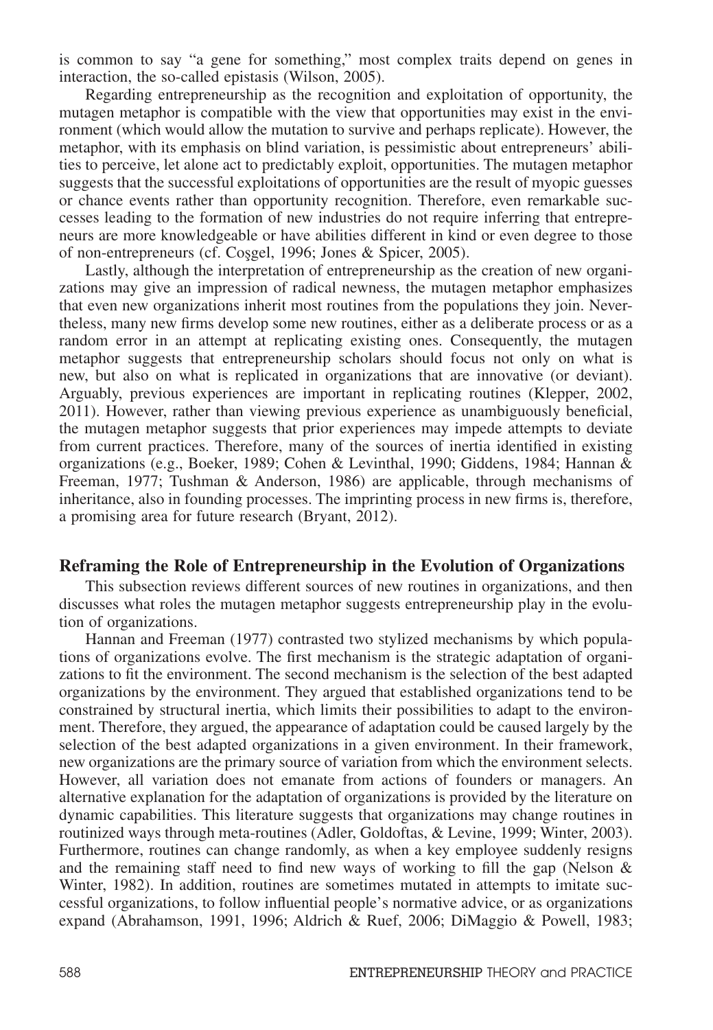is common to say "a gene for something," most complex traits depend on genes in interaction, the so-called epistasis (Wilson, 2005).

Regarding entrepreneurship as the recognition and exploitation of opportunity, the mutagen metaphor is compatible with the view that opportunities may exist in the environment (which would allow the mutation to survive and perhaps replicate). However, the metaphor, with its emphasis on blind variation, is pessimistic about entrepreneurs' abilities to perceive, let alone act to predictably exploit, opportunities. The mutagen metaphor suggests that the successful exploitations of opportunities are the result of myopic guesses or chance events rather than opportunity recognition. Therefore, even remarkable successes leading to the formation of new industries do not require inferring that entrepreneurs are more knowledgeable or have abilities different in kind or even degree to those of non-entrepreneurs (cf. Coşgel, 1996; Jones & Spicer, 2005).

Lastly, although the interpretation of entrepreneurship as the creation of new organizations may give an impression of radical newness, the mutagen metaphor emphasizes that even new organizations inherit most routines from the populations they join. Nevertheless, many new firms develop some new routines, either as a deliberate process or as a random error in an attempt at replicating existing ones. Consequently, the mutagen metaphor suggests that entrepreneurship scholars should focus not only on what is new, but also on what is replicated in organizations that are innovative (or deviant). Arguably, previous experiences are important in replicating routines (Klepper, 2002, 2011). However, rather than viewing previous experience as unambiguously beneficial, the mutagen metaphor suggests that prior experiences may impede attempts to deviate from current practices. Therefore, many of the sources of inertia identified in existing organizations (e.g., Boeker, 1989; Cohen & Levinthal, 1990; Giddens, 1984; Hannan & Freeman, 1977; Tushman & Anderson, 1986) are applicable, through mechanisms of inheritance, also in founding processes. The imprinting process in new firms is, therefore, a promising area for future research (Bryant, 2012).

## Reframing the Role of Entrepreneurship in the Evolution of Organizations

This subsection reviews different sources of new routines in organizations, and then discusses what roles the mutagen metaphor suggests entrepreneurship play in the evolution of organizations.

Hannan and Freeman (1977) contrasted two stylized mechanisms by which populations of organizations evolve. The first mechanism is the strategic adaptation of organizations to fit the environment. The second mechanism is the selection of the best adapted organizations by the environment. They argued that established organizations tend to be constrained by structural inertia, which limits their possibilities to adapt to the environment. Therefore, they argued, the appearance of adaptation could be caused largely by the selection of the best adapted organizations in a given environment. In their framework, new organizations are the primary source of variation from which the environment selects. However, all variation does not emanate from actions of founders or managers. An alternative explanation for the adaptation of organizations is provided by the literature on dynamic capabilities. This literature suggests that organizations may change routines in routinized ways through meta-routines (Adler, Goldoftas, & Levine, 1999; Winter, 2003). Furthermore, routines can change randomly, as when a key employee suddenly resigns and the remaining staff need to find new ways of working to fill the gap (Nelson & Winter, 1982). In addition, routines are sometimes mutated in attempts to imitate successful organizations, to follow influential people's normative advice, or as organizations expand (Abrahamson, 1991, 1996; Aldrich & Ruef, 2006; DiMaggio & Powell, 1983;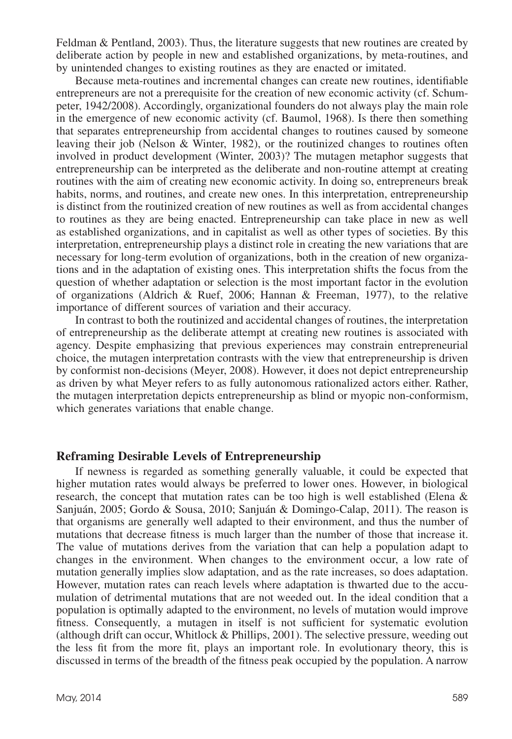Feldman & Pentland, 2003). Thus, the literature suggests that new routines are created by deliberate action by people in new and established organizations, by meta-routines, and by unintended changes to existing routines as they are enacted or imitated.

Because meta-routines and incremental changes can create new routines, identifiable entrepreneurs are not a prerequisite for the creation of new economic activity (cf. Schumpeter, 1942/2008). Accordingly, organizational founders do not always play the main role in the emergence of new economic activity (cf. Baumol, 1968). Is there then something that separates entrepreneurship from accidental changes to routines caused by someone leaving their job (Nelson & Winter, 1982), or the routinized changes to routines often involved in product development (Winter, 2003)? The mutagen metaphor suggests that entrepreneurship can be interpreted as the deliberate and non-routine attempt at creating routines with the aim of creating new economic activity. In doing so, entrepreneurs break habits, norms, and routines, and create new ones. In this interpretation, entrepreneurship is distinct from the routinized creation of new routines as well as from accidental changes to routines as they are being enacted. Entrepreneurship can take place in new as well as established organizations, and in capitalist as well as other types of societies. By this interpretation, entrepreneurship plays a distinct role in creating the new variations that are necessary for long-term evolution of organizations, both in the creation of new organizations and in the adaptation of existing ones. This interpretation shifts the focus from the question of whether adaptation or selection is the most important factor in the evolution of organizations (Aldrich & Ruef, 2006; Hannan & Freeman, 1977), to the relative importance of different sources of variation and their accuracy.

In contrast to both the routinized and accidental changes of routines, the interpretation of entrepreneurship as the deliberate attempt at creating new routines is associated with agency. Despite emphasizing that previous experiences may constrain entrepreneurial choice, the mutagen interpretation contrasts with the view that entrepreneurship is driven by conformist non-decisions (Meyer, 2008). However, it does not depict entrepreneurship as driven by what Meyer refers to as fully autonomous rationalized actors either. Rather, the mutagen interpretation depicts entrepreneurship as blind or myopic non-conformism, which generates variations that enable change.

## Reframing Desirable Levels of Entrepreneurship

If newness is regarded as something generally valuable, it could be expected that higher mutation rates would always be preferred to lower ones. However, in biological research, the concept that mutation rates can be too high is well established (Elena & Sanjuán, 2005; Gordo & Sousa, 2010; Sanjuán & Domingo-Calap, 2011). The reason is that organisms are generally well adapted to their environment, and thus the number of mutations that decrease fitness is much larger than the number of those that increase it. The value of mutations derives from the variation that can help a population adapt to changes in the environment. When changes to the environment occur, a low rate of mutation generally implies slow adaptation, and as the rate increases, so does adaptation. However, mutation rates can reach levels where adaptation is thwarted due to the accumulation of detrimental mutations that are not weeded out. In the ideal condition that a population is optimally adapted to the environment, no levels of mutation would improve fitness. Consequently, a mutagen in itself is not sufficient for systematic evolution (although drift can occur, Whitlock & Phillips, 2001). The selective pressure, weeding out the less fit from the more fit, plays an important role. In evolutionary theory, this is discussed in terms of the breadth of the fitness peak occupied by the population. A narrow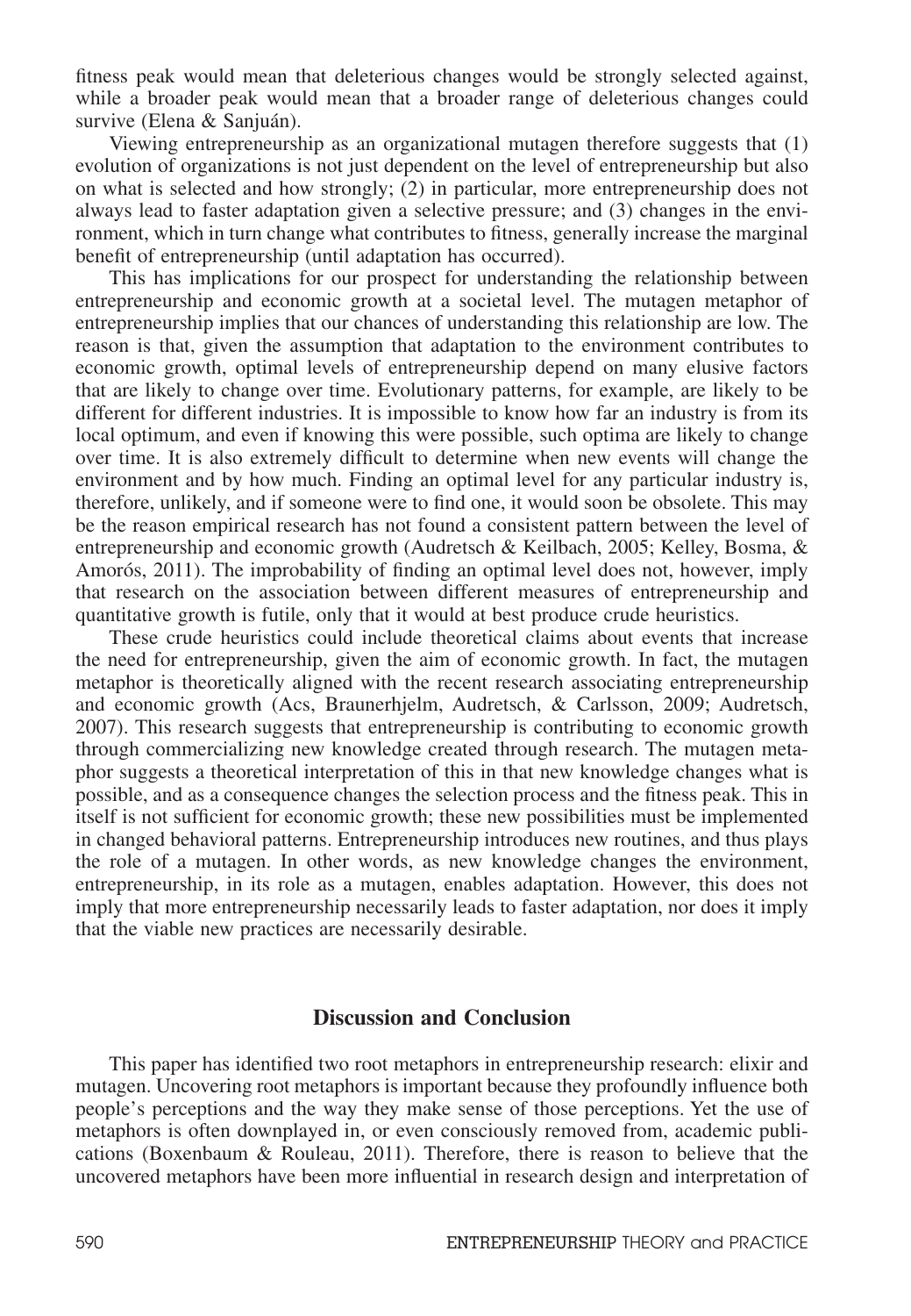fitness peak would mean that deleterious changes would be strongly selected against, while a broader peak would mean that a broader range of deleterious changes could survive (Elena & Sanjuán).

Viewing entrepreneurship as an organizational mutagen therefore suggests that (1) evolution of organizations is not just dependent on the level of entrepreneurship but also on what is selected and how strongly; (2) in particular, more entrepreneurship does not always lead to faster adaptation given a selective pressure; and (3) changes in the environment, which in turn change what contributes to fitness, generally increase the marginal benefit of entrepreneurship (until adaptation has occurred).

This has implications for our prospect for understanding the relationship between entrepreneurship and economic growth at a societal level. The mutagen metaphor of entrepreneurship implies that our chances of understanding this relationship are low. The reason is that, given the assumption that adaptation to the environment contributes to economic growth, optimal levels of entrepreneurship depend on many elusive factors that are likely to change over time. Evolutionary patterns, for example, are likely to be different for different industries. It is impossible to know how far an industry is from its local optimum, and even if knowing this were possible, such optima are likely to change over time. It is also extremely difficult to determine when new events will change the environment and by how much. Finding an optimal level for any particular industry is, therefore, unlikely, and if someone were to find one, it would soon be obsolete. This may be the reason empirical research has not found a consistent pattern between the level of entrepreneurship and economic growth (Audretsch & Keilbach, 2005; Kelley, Bosma, & Amorós, 2011). The improbability of finding an optimal level does not, however, imply that research on the association between different measures of entrepreneurship and quantitative growth is futile, only that it would at best produce crude heuristics.

These crude heuristics could include theoretical claims about events that increase the need for entrepreneurship, given the aim of economic growth. In fact, the mutagen metaphor is theoretically aligned with the recent research associating entrepreneurship and economic growth (Acs, Braunerhjelm, Audretsch, & Carlsson, 2009; Audretsch, 2007). This research suggests that entrepreneurship is contributing to economic growth through commercializing new knowledge created through research. The mutagen metaphor suggests a theoretical interpretation of this in that new knowledge changes what is possible, and as a consequence changes the selection process and the fitness peak. This in itself is not sufficient for economic growth; these new possibilities must be implemented in changed behavioral patterns. Entrepreneurship introduces new routines, and thus plays the role of a mutagen. In other words, as new knowledge changes the environment, entrepreneurship, in its role as a mutagen, enables adaptation. However, this does not imply that more entrepreneurship necessarily leads to faster adaptation, nor does it imply that the viable new practices are necessarily desirable.

## Discussion and Conclusion

This paper has identified two root metaphors in entrepreneurship research: elixir and mutagen. Uncovering root metaphors is important because they profoundly influence both people's perceptions and the way they make sense of those perceptions. Yet the use of metaphors is often downplayed in, or even consciously removed from, academic publications (Boxenbaum & Rouleau, 2011). Therefore, there is reason to believe that the uncovered metaphors have been more influential in research design and interpretation of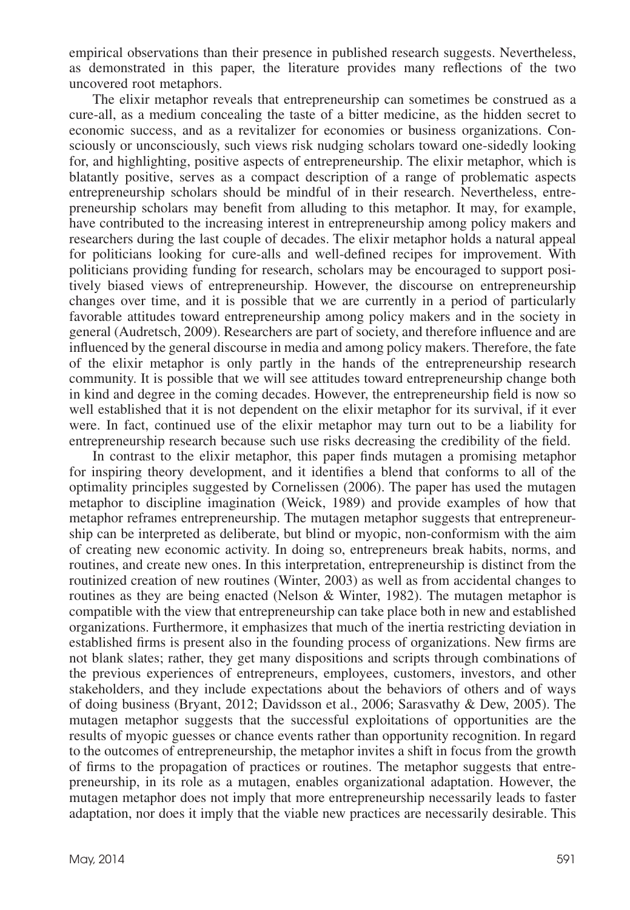empirical observations than their presence in published research suggests. Nevertheless, as demonstrated in this paper, the literature provides many reflections of the two uncovered root metaphors.

The elixir metaphor reveals that entrepreneurship can sometimes be construed as a cure-all, as a medium concealing the taste of a bitter medicine, as the hidden secret to economic success, and as a revitalizer for economies or business organizations. Consciously or unconsciously, such views risk nudging scholars toward one-sidedly looking for, and highlighting, positive aspects of entrepreneurship. The elixir metaphor, which is blatantly positive, serves as a compact description of a range of problematic aspects entrepreneurship scholars should be mindful of in their research. Nevertheless, entrepreneurship scholars may benefit from alluding to this metaphor. It may, for example, have contributed to the increasing interest in entrepreneurship among policy makers and researchers during the last couple of decades. The elixir metaphor holds a natural appeal for politicians looking for cure-alls and well-defined recipes for improvement. With politicians providing funding for research, scholars may be encouraged to support positively biased views of entrepreneurship. However, the discourse on entrepreneurship changes over time, and it is possible that we are currently in a period of particularly favorable attitudes toward entrepreneurship among policy makers and in the society in general (Audretsch, 2009). Researchers are part of society, and therefore influence and are influenced by the general discourse in media and among policy makers. Therefore, the fate of the elixir metaphor is only partly in the hands of the entrepreneurship research community. It is possible that we will see attitudes toward entrepreneurship change both in kind and degree in the coming decades. However, the entrepreneurship field is now so well established that it is not dependent on the elixir metaphor for its survival, if it ever were. In fact, continued use of the elixir metaphor may turn out to be a liability for entrepreneurship research because such use risks decreasing the credibility of the field.

In contrast to the elixir metaphor, this paper finds mutagen a promising metaphor for inspiring theory development, and it identifies a blend that conforms to all of the optimality principles suggested by Cornelissen (2006). The paper has used the mutagen metaphor to discipline imagination (Weick, 1989) and provide examples of how that metaphor reframes entrepreneurship. The mutagen metaphor suggests that entrepreneurship can be interpreted as deliberate, but blind or myopic, non-conformism with the aim of creating new economic activity. In doing so, entrepreneurs break habits, norms, and routines, and create new ones. In this interpretation, entrepreneurship is distinct from the routinized creation of new routines (Winter, 2003) as well as from accidental changes to routines as they are being enacted (Nelson & Winter, 1982). The mutagen metaphor is compatible with the view that entrepreneurship can take place both in new and established organizations. Furthermore, it emphasizes that much of the inertia restricting deviation in established firms is present also in the founding process of organizations. New firms are not blank slates; rather, they get many dispositions and scripts through combinations of the previous experiences of entrepreneurs, employees, customers, investors, and other stakeholders, and they include expectations about the behaviors of others and of ways of doing business (Bryant, 2012; Davidsson et al., 2006; Sarasvathy & Dew, 2005). The mutagen metaphor suggests that the successful exploitations of opportunities are the results of myopic guesses or chance events rather than opportunity recognition. In regard to the outcomes of entrepreneurship, the metaphor invites a shift in focus from the growth of firms to the propagation of practices or routines. The metaphor suggests that entrepreneurship, in its role as a mutagen, enables organizational adaptation. However, the mutagen metaphor does not imply that more entrepreneurship necessarily leads to faster adaptation, nor does it imply that the viable new practices are necessarily desirable. This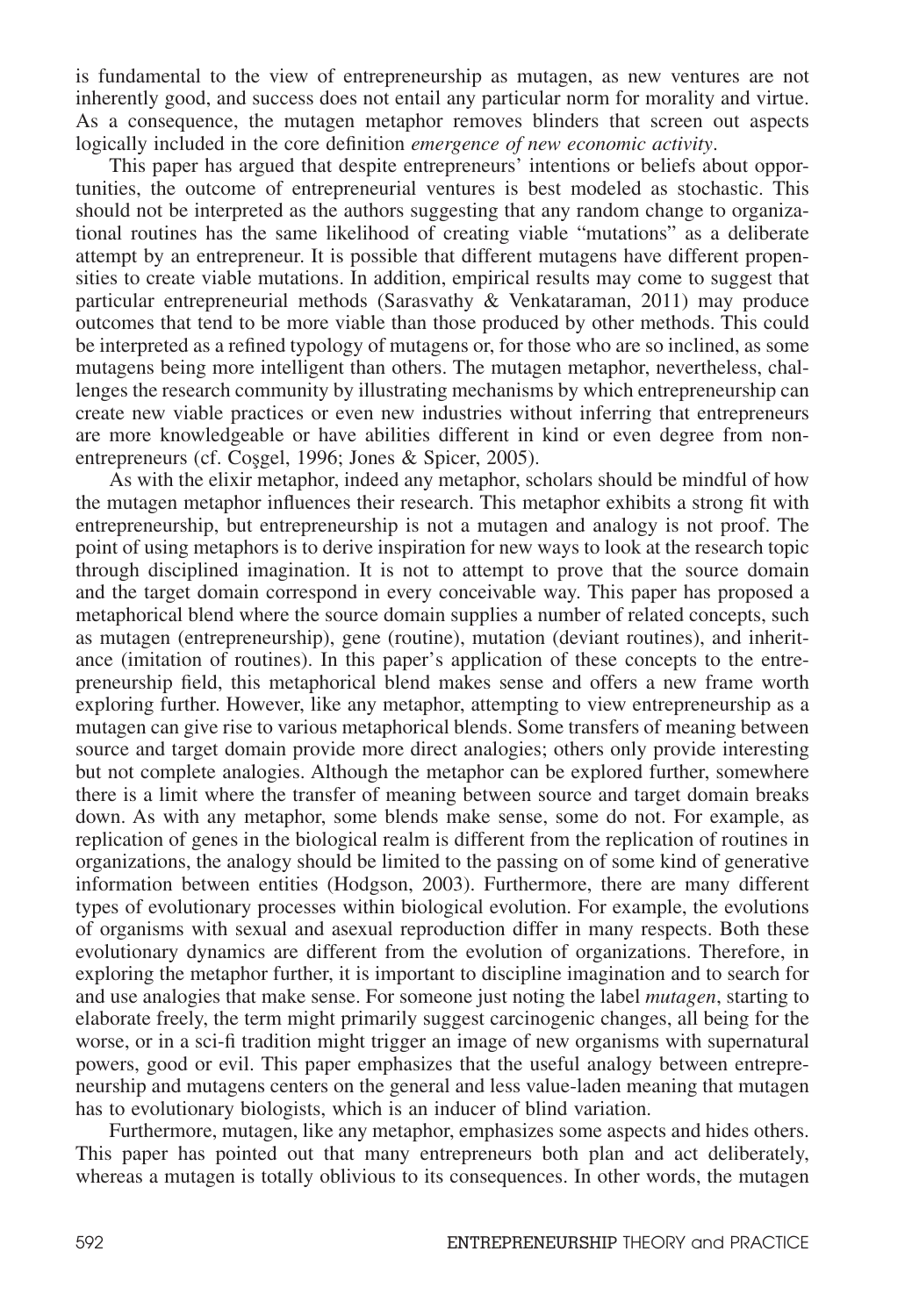is fundamental to the view of entrepreneurship as mutagen, as new ventures are not inherently good, and success does not entail any particular norm for morality and virtue. As a consequence, the mutagen metaphor removes blinders that screen out aspects logically included in the core definition *emergence of new economic activity*.

This paper has argued that despite entrepreneurs' intentions or beliefs about opportunities, the outcome of entrepreneurial ventures is best modeled as stochastic. This should not be interpreted as the authors suggesting that any random change to organizational routines has the same likelihood of creating viable "mutations" as a deliberate attempt by an entrepreneur. It is possible that different mutagens have different propensities to create viable mutations. In addition, empirical results may come to suggest that particular entrepreneurial methods (Sarasvathy & Venkataraman, 2011) may produce outcomes that tend to be more viable than those produced by other methods. This could be interpreted as a refined typology of mutagens or, for those who are so inclined, as some mutagens being more intelligent than others. The mutagen metaphor, nevertheless, challenges the research community by illustrating mechanisms by which entrepreneurship can create new viable practices or even new industries without inferring that entrepreneurs are more knowledgeable or have abilities different in kind or even degree from non-entrepreneurs (cf. Coşgel, 1996; Jones & Spicer, 2005).

As with the elixir metaphor, indeed any metaphor, scholars should be mindful of how the mutagen metaphor influences their research. This metaphor exhibits a strong fit with entrepreneurship, but entrepreneurship is not a mutagen and analogy is not proof. The point of using metaphors is to derive inspiration for new ways to look at the research topic through disciplined imagination. It is not to attempt to prove that the source domain and the target domain correspond in every conceivable way. This paper has proposed a metaphorical blend where the source domain supplies a number of related concepts, such as mutagen (entrepreneurship), gene (routine), mutation (deviant routines), and inheritance (imitation of routines). In this paper's application of these concepts to the entrepreneurship field, this metaphorical blend makes sense and offers a new frame worth exploring further. However, like any metaphor, attempting to view entrepreneurship as a mutagen can give rise to various metaphorical blends. Some transfers of meaning between source and target domain provide more direct analogies; others only provide interesting but not complete analogies. Although the metaphor can be explored further, somewhere there is a limit where the transfer of meaning between source and target domain breaks down. As with any metaphor, some blends make sense, some do not. For example, as replication of genes in the biological realm is different from the replication of routines in organizations, the analogy should be limited to the passing on of some kind of generative information between entities (Hodgson, 2003). Furthermore, there are many different types of evolutionary processes within biological evolution. For example, the evolutions of organisms with sexual and asexual reproduction differ in many respects. Both these evolutionary dynamics are different from the evolution of organizations. Therefore, in exploring the metaphor further, it is important to discipline imagination and to search for and use analogies that make sense. For someone just noting the label *mutagen*, starting to elaborate freely, the term might primarily suggest carcinogenic changes, all being for the worse, or in a sci-fi tradition might trigger an image of new organisms with supernatural powers, good or evil. This paper emphasizes that the useful analogy between entrepreneurship and mutagens centers on the general and less value-laden meaning that mutagen has to evolutionary biologists, which is an inducer of blind variation.

Furthermore, mutagen, like any metaphor, emphasizes some aspects and hides others. This paper has pointed out that many entrepreneurs both plan and act deliberately, whereas a mutagen is totally oblivious to its consequences. In other words, the mutagen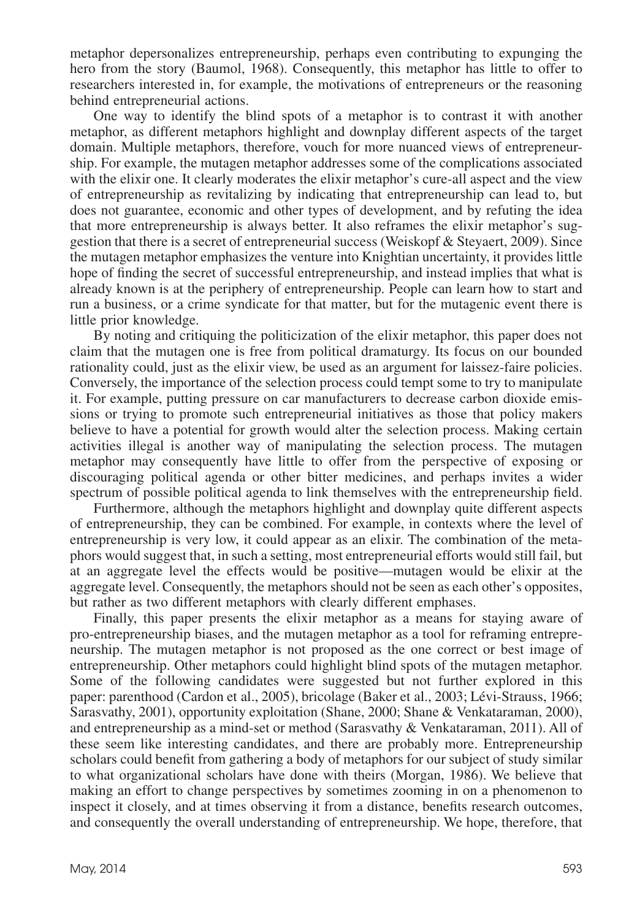metaphor depersonalizes entrepreneurship, perhaps even contributing to expunging the hero from the story (Baumol, 1968). Consequently, this metaphor has little to offer to researchers interested in, for example, the motivations of entrepreneurs or the reasoning behind entrepreneurial actions.

One way to identify the blind spots of a metaphor is to contrast it with another metaphor, as different metaphors highlight and downplay different aspects of the target domain. Multiple metaphors, therefore, vouch for more nuanced views of entrepreneurship. For example, the mutagen metaphor addresses some of the complications associated with the elixir one. It clearly moderates the elixir metaphor's cure-all aspect and the view of entrepreneurship as revitalizing by indicating that entrepreneurship can lead to, but does not guarantee, economic and other types of development, and by refuting the idea that more entrepreneurship is always better. It also reframes the elixir metaphor's suggestion that there is a secret of entrepreneurial success (Weiskopf & Steyaert, 2009). Since the mutagen metaphor emphasizes the venture into Knightian uncertainty, it provides little hope of finding the secret of successful entrepreneurship, and instead implies that what is already known is at the periphery of entrepreneurship. People can learn how to start and run a business, or a crime syndicate for that matter, but for the mutagenic event there is little prior knowledge.

By noting and critiquing the politicization of the elixir metaphor, this paper does not claim that the mutagen one is free from political dramaturgy. Its focus on our bounded rationality could, just as the elixir view, be used as an argument for laissez-faire policies. Conversely, the importance of the selection process could tempt some to try to manipulate it. For example, putting pressure on car manufacturers to decrease carbon dioxide emissions or trying to promote such entrepreneurial initiatives as those that policy makers believe to have a potential for growth would alter the selection process. Making certain activities illegal is another way of manipulating the selection process. The mutagen metaphor may consequently have little to offer from the perspective of exposing or discouraging political agenda or other bitter medicines, and perhaps invites a wider spectrum of possible political agenda to link themselves with the entrepreneurship field.

Furthermore, although the metaphors highlight and downplay quite different aspects of entrepreneurship, they can be combined. For example, in contexts where the level of entrepreneurship is very low, it could appear as an elixir. The combination of the metaphors would suggest that, in such a setting, most entrepreneurial efforts would still fail, but at an aggregate level the effects would be positive—mutagen would be elixir at the aggregate level. Consequently, the metaphors should not be seen as each other's opposites, but rather as two different metaphors with clearly different emphases.

Finally, this paper presents the elixir metaphor as a means for staying aware of pro-entrepreneurship biases, and the mutagen metaphor as a tool for reframing entrepreneurship. The mutagen metaphor is not proposed as the one correct or best image of entrepreneurship. Other metaphors could highlight blind spots of the mutagen metaphor. Some of the following candidates were suggested but not further explored in this paper: parenthood (Cardon et al., 2005), bricolage (Baker et al., 2003; Lévi-Strauss, 1966; Sarasvathy, 2001), opportunity exploitation (Shane, 2000; Shane & Venkataraman, 2000), and entrepreneurship as a mind-set or method (Sarasvathy & Venkataraman, 2011). All of these seem like interesting candidates, and there are probably more. Entrepreneurship scholars could benefit from gathering a body of metaphors for our subject of study similar to what organizational scholars have done with theirs (Morgan, 1986). We believe that making an effort to change perspectives by sometimes zooming in on a phenomenon to inspect it closely, and at times observing it from a distance, benefits research outcomes, and consequently the overall understanding of entrepreneurship. We hope, therefore, that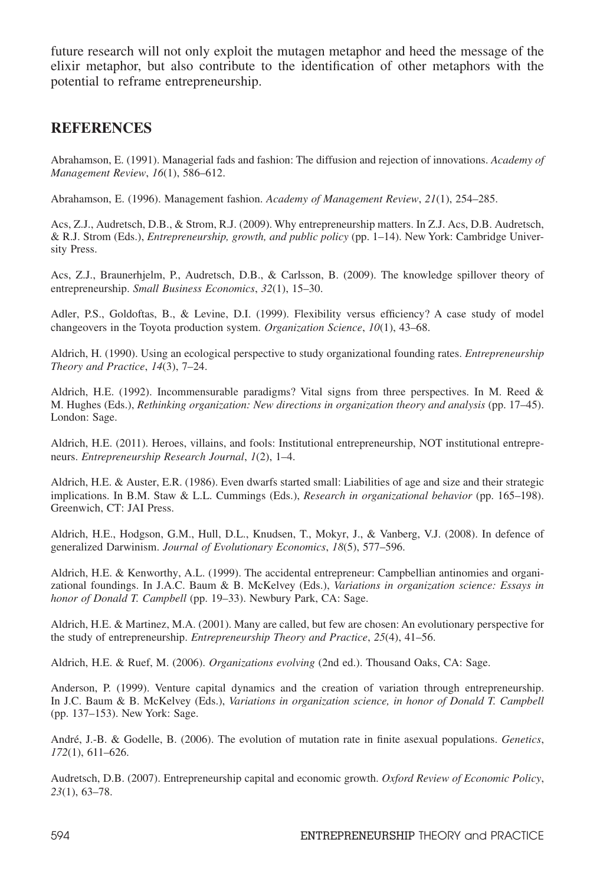future research will not only exploit the mutagen metaphor and heed the message of the elixir metaphor, but also contribute to the identification of other metaphors with the potential to reframe entrepreneurship.

## REFERENCES

Abrahamson, E. (1991). Managerial fads and fashion: The diffusion and rejection of innovations. *Academy of Management Review*, *16*(1), 586–612.

Abrahamson, E. (1996). Management fashion. *Academy of Management Review*, *21*(1), 254–285.

Acs, Z.J., Audretsch, D.B., & Strom, R.J. (2009). Why entrepreneurship matters. In Z.J. Acs, D.B. Audretsch, & R.J. Strom (Eds.), *Entrepreneurship, growth, and public policy* (pp. 1–14). New York: Cambridge University Press.

Acs, Z.J., Braunerhjelm, P., Audretsch, D.B., & Carlsson, B. (2009). The knowledge spillover theory of entrepreneurship. *Small Business Economics*, *32*(1), 15–30.

Adler, P.S., Goldoftas, B., & Levine, D.I. (1999). Flexibility versus efficiency? A case study of model changeovers in the Toyota production system. *Organization Science*, *10*(1), 43–68.

Aldrich, H. (1990). Using an ecological perspective to study organizational founding rates. *Entrepreneurship Theory and Practice*, *14*(3), 7–24.

Aldrich, H.E. (1992). Incommensurable paradigms? Vital signs from three perspectives. In M. Reed & M. Hughes (Eds.), *Rethinking organization: New directions in organization theory and analysis* (pp. 17–45). London: Sage.

Aldrich, H.E. (2011). Heroes, villains, and fools: Institutional entrepreneurship, NOT institutional entrepreneurs. *Entrepreneurship Research Journal*, *1*(2), 1–4.

Aldrich, H.E. & Auster, E.R. (1986). Even dwarfs started small: Liabilities of age and size and their strategic implications. In B.M. Staw & L.L. Cummings (Eds.), *Research in organizational behavior* (pp. 165–198). Greenwich, CT: JAI Press.

Aldrich, H.E., Hodgson, G.M., Hull, D.L., Knudsen, T., Mokyr, J., & Vanberg, V.J. (2008). In defence of generalized Darwinism. *Journal of Evolutionary Economics*, *18*(5), 577–596.

Aldrich, H.E. & Kenworthy, A.L. (1999). The accidental entrepreneur: Campbellian antinomies and organizational foundings. In J.A.C. Baum & B. McKelvey (Eds.), *Variations in organization science: Essays in honor of Donald T. Campbell* (pp. 19–33). Newbury Park, CA: Sage.

Aldrich, H.E. & Martinez, M.A. (2001). Many are called, but few are chosen: An evolutionary perspective for the study of entrepreneurship. *Entrepreneurship Theory and Practice*, *25*(4), 41–56.

Aldrich, H.E. & Ruef, M. (2006). *Organizations evolving* (2nd ed.). Thousand Oaks, CA: Sage.

Anderson, P. (1999). Venture capital dynamics and the creation of variation through entrepreneurship. In J.C. Baum & B. McKelvey (Eds.), *Variations in organization science, in honor of Donald T. Campbell* (pp. 137–153). New York: Sage.

André, J.-B. & Godelle, B. (2006). The evolution of mutation rate in finite asexual populations. *Genetics*, *172*(1), 611–626.

Audretsch, D.B. (2007). Entrepreneurship capital and economic growth. *Oxford Review of Economic Policy*, *23*(1), 63–78.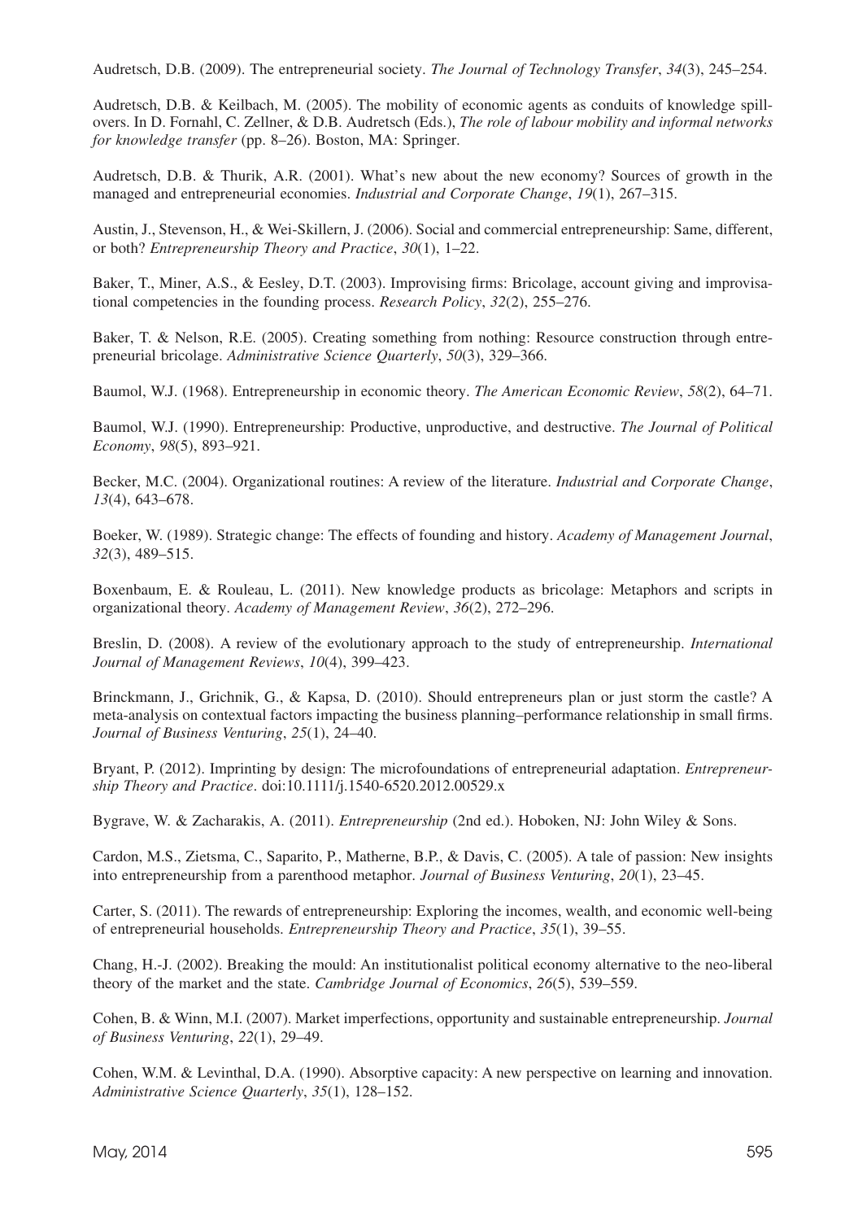Audretsch, D.B. (2009). The entrepreneurial society. *The Journal of Technology Transfer*, *34*(3), 245–254.

Audretsch, D.B. & Keilbach, M. (2005). The mobility of economic agents as conduits of knowledge spillovers. In D. Fornahl, C. Zellner, & D.B. Audretsch (Eds.), *The role of labour mobility and informal networks for knowledge transfer* (pp. 8–26). Boston, MA: Springer.

Audretsch, D.B. & Thurik, A.R. (2001). What's new about the new economy? Sources of growth in the managed and entrepreneurial economies. *Industrial and Corporate Change*, *19*(1), 267–315.

Austin, J., Stevenson, H., & Wei-Skillern, J. (2006). Social and commercial entrepreneurship: Same, different, or both? *Entrepreneurship Theory and Practice*, *30*(1), 1–22.

Baker, T., Miner, A.S., & Eesley, D.T. (2003). Improvising firms: Bricolage, account giving and improvisational competencies in the founding process. *Research Policy*, *32*(2), 255–276.

Baker, T. & Nelson, R.E. (2005). Creating something from nothing: Resource construction through entrepreneurial bricolage. *Administrative Science Quarterly*, *50*(3), 329–366.

Baumol, W.J. (1968). Entrepreneurship in economic theory. *The American Economic Review*, *58*(2), 64–71.

Baumol, W.J. (1990). Entrepreneurship: Productive, unproductive, and destructive. *The Journal of Political Economy*, *98*(5), 893–921.

Becker, M.C. (2004). Organizational routines: A review of the literature. *Industrial and Corporate Change*, *13*(4), 643–678.

Boeker, W. (1989). Strategic change: The effects of founding and history. *Academy of Management Journal*, *32*(3), 489–515.

Boxenbaum, E. & Rouleau, L. (2011). New knowledge products as bricolage: Metaphors and scripts in organizational theory. *Academy of Management Review*, *36*(2), 272–296.

Breslin, D. (2008). A review of the evolutionary approach to the study of entrepreneurship. *International Journal of Management Reviews*, *10*(4), 399–423.

Brinckmann, J., Grichnik, G., & Kapsa, D. (2010). Should entrepreneurs plan or just storm the castle? A meta-analysis on contextual factors impacting the business planning–performance relationship in small firms. *Journal of Business Venturing*, *25*(1), 24–40.

Bryant, P. (2012). Imprinting by design: The microfoundations of entrepreneurial adaptation. *Entrepreneurship Theory and Practice*. doi:10.1111/j.1540-6520.2012.00529.x

Bygrave, W. & Zacharakis, A. (2011). *Entrepreneurship* (2nd ed.). Hoboken, NJ: John Wiley & Sons.

Cardon, M.S., Zietsma, C., Saparito, P., Matherne, B.P., & Davis, C. (2005). A tale of passion: New insights into entrepreneurship from a parenthood metaphor. *Journal of Business Venturing*, *20*(1), 23–45.

Carter, S. (2011). The rewards of entrepreneurship: Exploring the incomes, wealth, and economic well-being of entrepreneurial households. *Entrepreneurship Theory and Practice*, *35*(1), 39–55.

Chang, H.-J. (2002). Breaking the mould: An institutionalist political economy alternative to the neo-liberal theory of the market and the state. *Cambridge Journal of Economics*, *26*(5), 539–559.

Cohen, B. & Winn, M.I. (2007). Market imperfections, opportunity and sustainable entrepreneurship. *Journal of Business Venturing*, *22*(1), 29–49.

Cohen, W.M. & Levinthal, D.A. (1990). Absorptive capacity: A new perspective on learning and innovation. *Administrative Science Quarterly*, *35*(1), 128–152.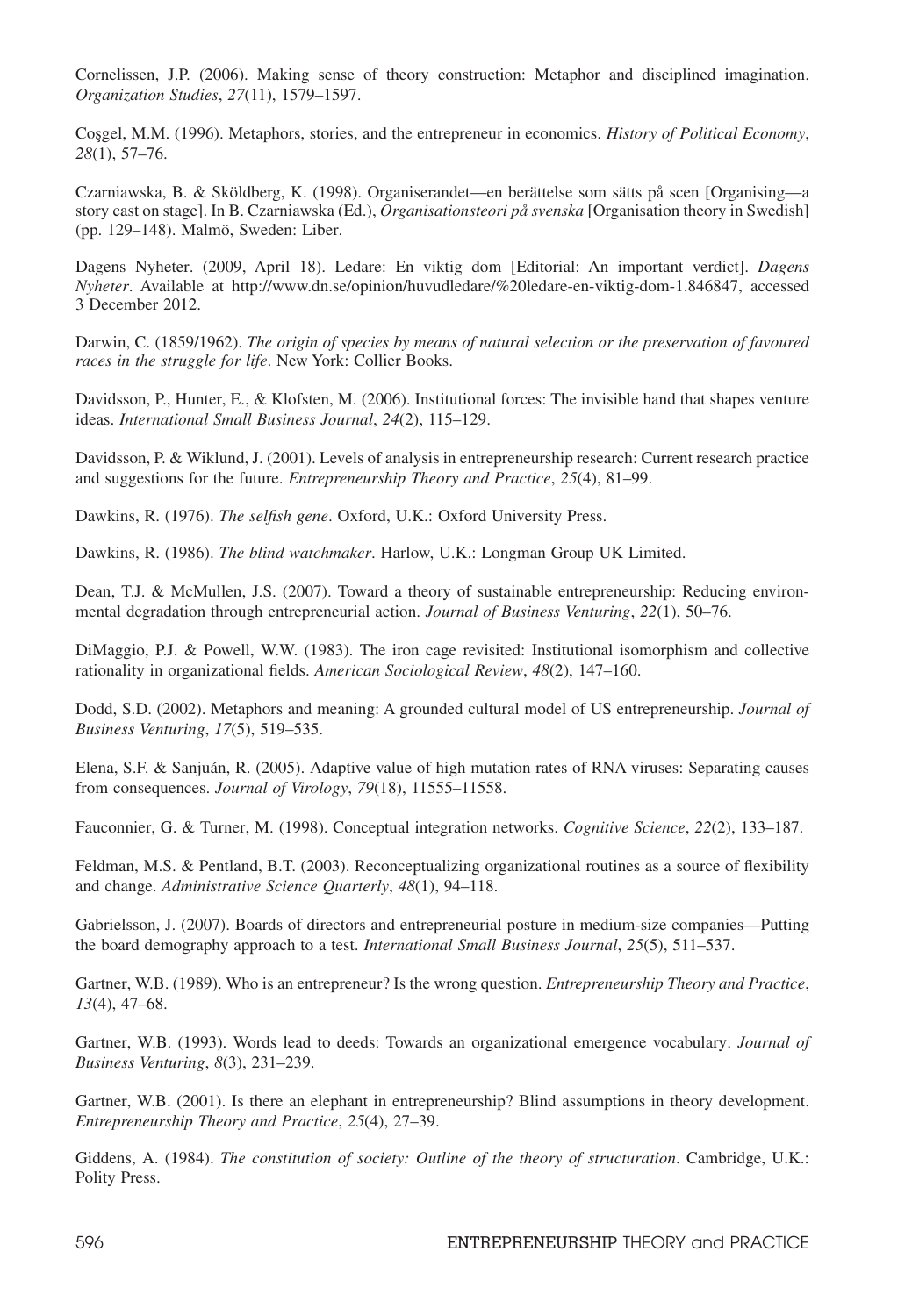Cornelissen, J.P. (2006). Making sense of theory construction: Metaphor and disciplined imagination. *Organization Studies*, *27*(11), 1579–1597.

Coşgel, M.M. (1996). Metaphors, stories, and the entrepreneur in economics. *History of Political Economy*, *28*(1), 57–76.

Czarniawska, B. & Sköldberg, K. (1998). Organiserandet—en berättelse som sätts på scen [Organising—a story cast on stage]. In B. Czarniawska (Ed.), *Organisationsteori på svenska* [Organisation theory in Swedish] (pp. 129–148). Malmö, Sweden: Liber.

Dagens Nyheter. (2009, April 18). Ledare: En viktig dom [Editorial: An important verdict]. *Dagens Nyheter*. Available at http://www.dn.se/opinion/huvudledare/%20ledare-en-viktig-dom-1.846847, accessed 3 December 2012.

Darwin, C. (1859/1962). *The origin of species by means of natural selection or the preservation of favoured races in the struggle for life*. New York: Collier Books.

Davidsson, P., Hunter, E., & Klofsten, M. (2006). Institutional forces: The invisible hand that shapes venture ideas. *International Small Business Journal*, *24*(2), 115–129.

Davidsson, P. & Wiklund, J. (2001). Levels of analysis in entrepreneurship research: Current research practice and suggestions for the future. *Entrepreneurship Theory and Practice*, *25*(4), 81–99.

Dawkins, R. (1976). *The selfish gene*. Oxford, U.K.: Oxford University Press.

Dawkins, R. (1986). *The blind watchmaker*. Harlow, U.K.: Longman Group UK Limited.

Dean, T.J. & McMullen, J.S. (2007). Toward a theory of sustainable entrepreneurship: Reducing environmental degradation through entrepreneurial action. *Journal of Business Venturing*, *22*(1), 50–76.

DiMaggio, P.J. & Powell, W.W. (1983). The iron cage revisited: Institutional isomorphism and collective rationality in organizational fields. *American Sociological Review*, *48*(2), 147–160.

Dodd, S.D. (2002). Metaphors and meaning: A grounded cultural model of US entrepreneurship. *Journal of Business Venturing*, *17*(5), 519–535.

Elena, S.F. & Sanjuán, R. (2005). Adaptive value of high mutation rates of RNA viruses: Separating causes from consequences. *Journal of Virology*, *79*(18), 11555–11558.

Fauconnier, G. & Turner, M. (1998). Conceptual integration networks. *Cognitive Science*, *22*(2), 133–187.

Feldman, M.S. & Pentland, B.T. (2003). Reconceptualizing organizational routines as a source of flexibility and change. *Administrative Science Quarterly*, *48*(1), 94–118.

Gabrielsson, J. (2007). Boards of directors and entrepreneurial posture in medium-size companies—Putting the board demography approach to a test. *International Small Business Journal*, *25*(5), 511–537.

Gartner, W.B. (1989). Who is an entrepreneur? Is the wrong question. *Entrepreneurship Theory and Practice*, *13*(4), 47–68.

Gartner, W.B. (1993). Words lead to deeds: Towards an organizational emergence vocabulary. *Journal of Business Venturing*, *8*(3), 231–239.

Gartner, W.B. (2001). Is there an elephant in entrepreneurship? Blind assumptions in theory development. *Entrepreneurship Theory and Practice*, *25*(4), 27–39.

Giddens, A. (1984). *The constitution of society: Outline of the theory of structuration*. Cambridge, U.K.: Polity Press.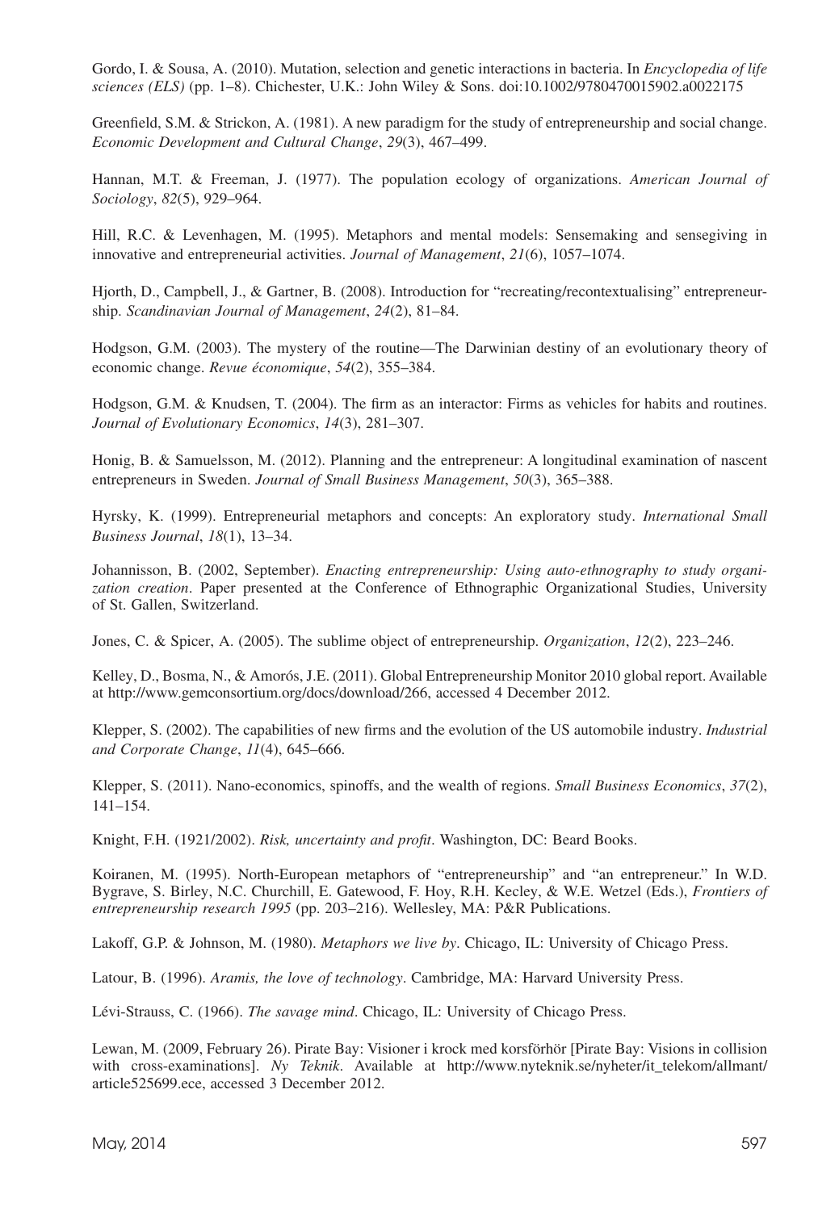Gordo, I. & Sousa, A. (2010). Mutation, selection and genetic interactions in bacteria. In *Encyclopedia of life sciences (ELS)* (pp. 1–8). Chichester, U.K.: John Wiley & Sons. doi:10.1002/9780470015902.a0022175

Greenfield, S.M. & Strickon, A. (1981). A new paradigm for the study of entrepreneurship and social change. *Economic Development and Cultural Change*, *29*(3), 467–499.

Hannan, M.T. & Freeman, J. (1977). The population ecology of organizations. *American Journal of Sociology*, *82*(5), 929–964.

Hill, R.C. & Levenhagen, M. (1995). Metaphors and mental models: Sensemaking and sensegiving in innovative and entrepreneurial activities. *Journal of Management*, *21*(6), 1057–1074.

Hjorth, D., Campbell, J., & Gartner, B. (2008). Introduction for "recreating/recontextualising" entrepreneurship. *Scandinavian Journal of Management*, *24*(2), 81–84.

Hodgson, G.M. (2003). The mystery of the routine—The Darwinian destiny of an evolutionary theory of economic change. *Revue économique*, *54*(2), 355–384.

Hodgson, G.M. & Knudsen, T. (2004). The firm as an interactor: Firms as vehicles for habits and routines. *Journal of Evolutionary Economics*, *14*(3), 281–307.

Honig, B. & Samuelsson, M. (2012). Planning and the entrepreneur: A longitudinal examination of nascent entrepreneurs in Sweden. *Journal of Small Business Management*, *50*(3), 365–388.

Hyrsky, K. (1999). Entrepreneurial metaphors and concepts: An exploratory study. *International Small Business Journal*, *18*(1), 13–34.

Johannisson, B. (2002, September). *Enacting entrepreneurship: Using auto-ethnography to study organization creation*. Paper presented at the Conference of Ethnographic Organizational Studies, University of St. Gallen, Switzerland.

Jones, C. & Spicer, A. (2005). The sublime object of entrepreneurship. *Organization*, *12*(2), 223–246.

Kelley, D., Bosma, N., & Amorós, J.E. (2011). Global Entrepreneurship Monitor 2010 global report. Available at http://www.gemconsortium.org/docs/download/266, accessed 4 December 2012.

Klepper, S. (2002). The capabilities of new firms and the evolution of the US automobile industry. *Industrial and Corporate Change*, *11*(4), 645–666.

Klepper, S. (2011). Nano-economics, spinoffs, and the wealth of regions. *Small Business Economics*, *37*(2), 141–154.

Knight, F.H. (1921/2002). *Risk, uncertainty and profit*. Washington, DC: Beard Books.

Koiranen, M. (1995). North-European metaphors of "entrepreneurship" and "an entrepreneur." In W.D. Bygrave, S. Birley, N.C. Churchill, E. Gatewood, F. Hoy, R.H. Kecley, & W.E. Wetzel (Eds.), *Frontiers of entrepreneurship research 1995* (pp. 203–216). Wellesley, MA: P&R Publications.

Lakoff, G.P. & Johnson, M. (1980). *Metaphors we live by*. Chicago, IL: University of Chicago Press.

Latour, B. (1996). *Aramis, the love of technology*. Cambridge, MA: Harvard University Press.

Lévi-Strauss, C. (1966). *The savage mind*. Chicago, IL: University of Chicago Press.

Lewan, M. (2009, February 26). Pirate Bay: Visioner i krock med korsförhör [Pirate Bay: Visions in collision with cross-examinations]. *Ny Teknik*. Available at http://www.nyteknik.se/nyheter/it_telekom/allmant/article525699.ece, accessed 3 December 2012.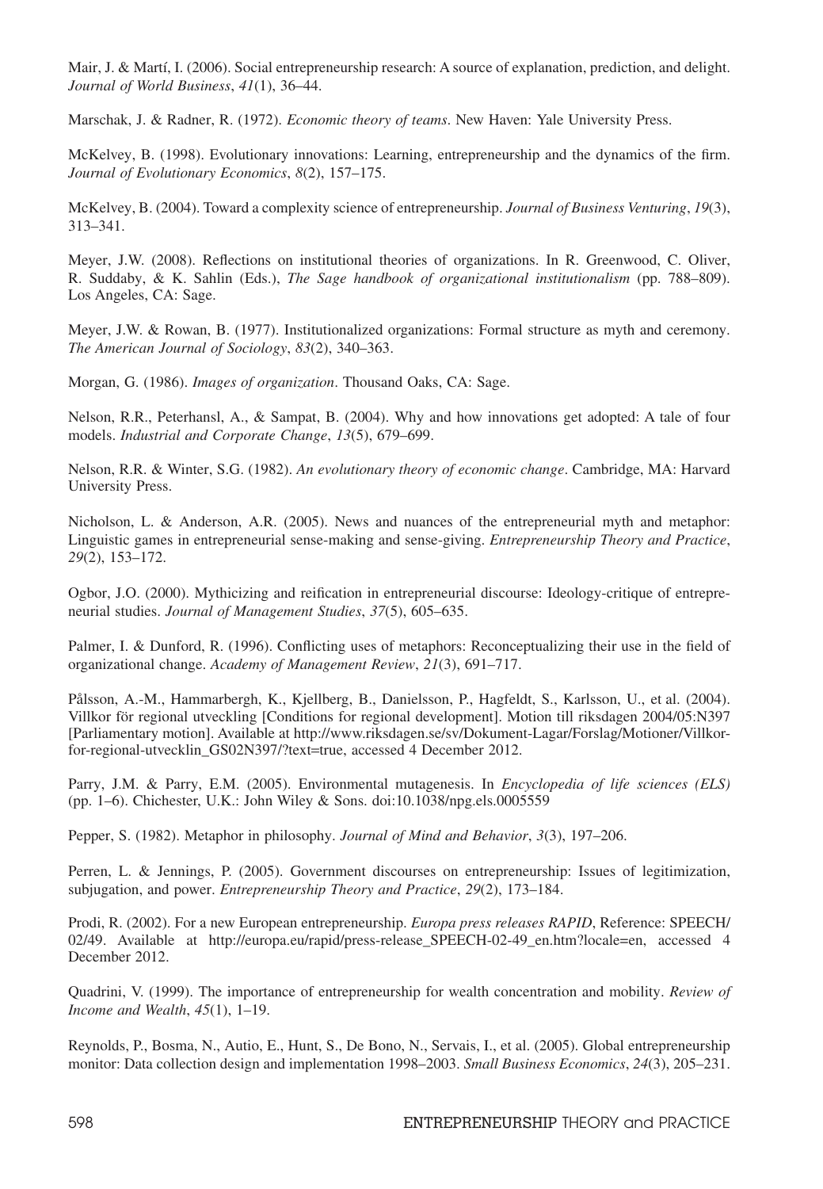Mair, J. & Martí, I. (2006). Social entrepreneurship research: A source of explanation, prediction, and delight. *Journal of World Business*, *41*(1), 36–44.

Marschak, J. & Radner, R. (1972). *Economic theory of teams*. New Haven: Yale University Press.

McKelvey, B. (1998). Evolutionary innovations: Learning, entrepreneurship and the dynamics of the firm. *Journal of Evolutionary Economics*, *8*(2), 157–175.

McKelvey, B. (2004). Toward a complexity science of entrepreneurship. *Journal of Business Venturing*, *19*(3), 313–341.

Meyer, J.W. (2008). Reflections on institutional theories of organizations. In R. Greenwood, C. Oliver, R. Suddaby, & K. Sahlin (Eds.), *The Sage handbook of organizational institutionalism* (pp. 788–809). Los Angeles, CA: Sage.

Meyer, J.W. & Rowan, B. (1977). Institutionalized organizations: Formal structure as myth and ceremony. *The American Journal of Sociology*, *83*(2), 340–363.

Morgan, G. (1986). *Images of organization*. Thousand Oaks, CA: Sage.

Nelson, R.R., Peterhansl, A., & Sampat, B. (2004). Why and how innovations get adopted: A tale of four models. *Industrial and Corporate Change*, *13*(5), 679–699.

Nelson, R.R. & Winter, S.G. (1982). *An evolutionary theory of economic change*. Cambridge, MA: Harvard University Press.

Nicholson, L. & Anderson, A.R. (2005). News and nuances of the entrepreneurial myth and metaphor: Linguistic games in entrepreneurial sense-making and sense-giving. *Entrepreneurship Theory and Practice*, *29*(2), 153–172.

Ogbor, J.O. (2000). Mythicizing and reification in entrepreneurial discourse: Ideology-critique of entrepreneurial studies. *Journal of Management Studies*, *37*(5), 605–635.

Palmer, I. & Dunford, R. (1996). Conflicting uses of metaphors: Reconceptualizing their use in the field of organizational change. *Academy of Management Review*, *21*(3), 691–717.

Pålsson, A.-M., Hammarbergh, K., Kjellberg, B., Danielsson, P., Hagfeldt, S., Karlsson, U., et al. (2004). Villkor för regional utveckling [Conditions for regional development]. Motion till riksdagen 2004/05:N397 [Parliamentary motion]. Available at http://www.riksdagen.se/sv/Dokument-Lagar/Forslag/Motioner/Villkor-for-regional-utvecklin_GS02N397/?text=true, accessed 4 December 2012.

Parry, J.M. & Parry, E.M. (2005). Environmental mutagenesis. In *Encyclopedia of life sciences (ELS)* (pp. 1–6). Chichester, U.K.: John Wiley & Sons. doi:10.1038/npg.els.0005559

Pepper, S. (1982). Metaphor in philosophy. *Journal of Mind and Behavior*, *3*(3), 197–206.

Perren, L. & Jennings, P. (2005). Government discourses on entrepreneurship: Issues of legitimization, subjugation, and power. *Entrepreneurship Theory and Practice*, *29*(2), 173–184.

Prodi, R. (2002). For a new European entrepreneurship. *Europa press releases RAPID*, Reference: SPEECH/02/49. Available at http://europa.eu/rapid/press-release_SPEECH-02-49_en.htm?locale=en, accessed 4 December 2012.

Quadrini, V. (1999). The importance of entrepreneurship for wealth concentration and mobility. *Review of Income and Wealth*, *45*(1), 1–19.

Reynolds, P., Bosma, N., Autio, E., Hunt, S., De Bono, N., Servais, I., et al. (2005). Global entrepreneurship monitor: Data collection design and implementation 1998–2003. *Small Business Economics*, *24*(3), 205–231.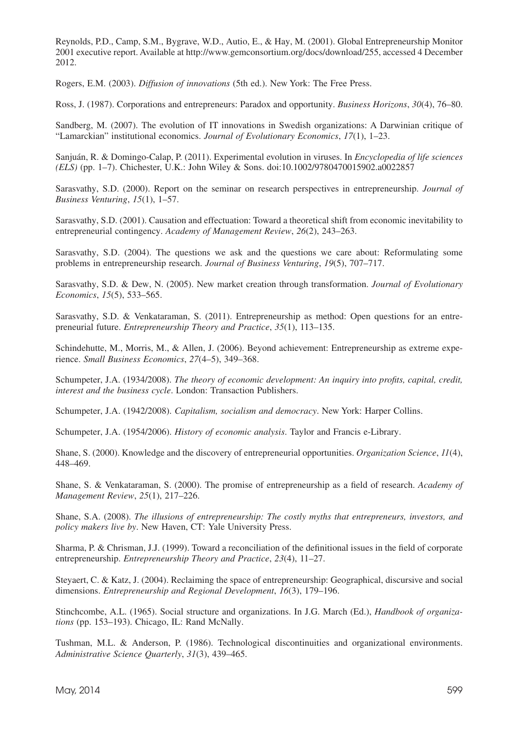Reynolds, P.D., Camp, S.M., Bygrave, W.D., Autio, E., & Hay, M. (2001). Global Entrepreneurship Monitor 2001 executive report. Available at http://www.gemconsortium.org/docs/download/255, accessed 4 December 2012.

Rogers, E.M. (2003). *Diffusion of innovations* (5th ed.). New York: The Free Press.

Ross, J. (1987). Corporations and entrepreneurs: Paradox and opportunity. *Business Horizons*, *30*(4), 76–80.

Sandberg, M. (2007). The evolution of IT innovations in Swedish organizations: A Darwinian critique of "Lamarckian" institutional economics. *Journal of Evolutionary Economics*, *17*(1), 1–23.

Sanjuán, R. & Domingo-Calap, P. (2011). Experimental evolution in viruses. In *Encyclopedia of life sciences (ELS)* (pp. 1–7). Chichester, U.K.: John Wiley & Sons. doi:10.1002/9780470015902.a0022857

Sarasvathy, S.D. (2000). Report on the seminar on research perspectives in entrepreneurship. *Journal of Business Venturing*, *15*(1), 1–57.

Sarasvathy, S.D. (2001). Causation and effectuation: Toward a theoretical shift from economic inevitability to entrepreneurial contingency. *Academy of Management Review*, *26*(2), 243–263.

Sarasvathy, S.D. (2004). The questions we ask and the questions we care about: Reformulating some problems in entrepreneurship research. *Journal of Business Venturing*, *19*(5), 707–717.

Sarasvathy, S.D. & Dew, N. (2005). New market creation through transformation. *Journal of Evolutionary Economics*, *15*(5), 533–565.

Sarasvathy, S.D. & Venkataraman, S. (2011). Entrepreneurship as method: Open questions for an entrepreneurial future. *Entrepreneurship Theory and Practice*, *35*(1), 113–135.

Schindehutte, M., Morris, M., & Allen, J. (2006). Beyond achievement: Entrepreneurship as extreme experience. *Small Business Economics*, *27*(4–5), 349–368.

Schumpeter, J.A. (1934/2008). *The theory of economic development: An inquiry into profits, capital, credit, interest and the business cycle*. London: Transaction Publishers.

Schumpeter, J.A. (1942/2008). *Capitalism, socialism and democracy*. New York: Harper Collins.

Schumpeter, J.A. (1954/2006). *History of economic analysis*. Taylor and Francis e-Library.

Shane, S. (2000). Knowledge and the discovery of entrepreneurial opportunities. *Organization Science*, *11*(4), 448–469.

Shane, S. & Venkataraman, S. (2000). The promise of entrepreneurship as a field of research. *Academy of Management Review*, *25*(1), 217–226.

Shane, S.A. (2008). *The illusions of entrepreneurship: The costly myths that entrepreneurs, investors, and policy makers live by*. New Haven, CT: Yale University Press.

Sharma, P. & Chrisman, J.J. (1999). Toward a reconciliation of the definitional issues in the field of corporate entrepreneurship. *Entrepreneurship Theory and Practice*, *23*(4), 11–27.

Steyaert, C. & Katz, J. (2004). Reclaiming the space of entrepreneurship: Geographical, discursive and social dimensions. *Entrepreneurship and Regional Development*, *16*(3), 179–196.

Stinchcombe, A.L. (1965). Social structure and organizations. In J.G. March (Ed.), *Handbook of organizations* (pp. 153–193). Chicago, IL: Rand McNally.

Tushman, M.L. & Anderson, P. (1986). Technological discontinuities and organizational environments. *Administrative Science Quarterly*, *31*(3), 439–465.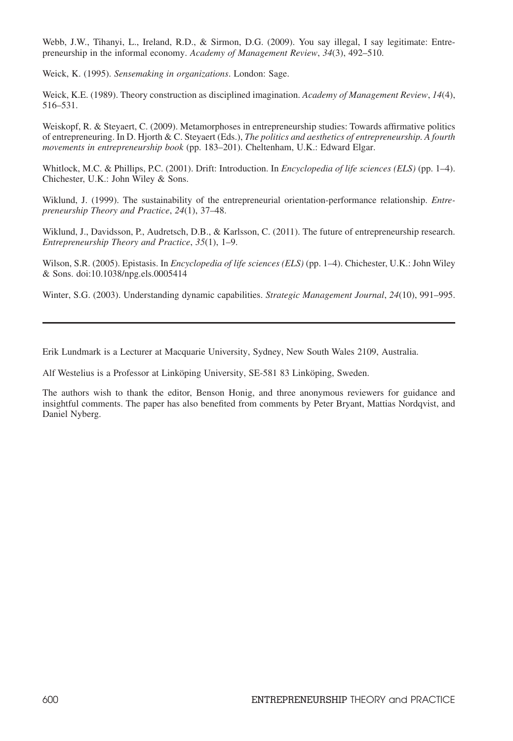Webb, J.W., Tihanyi, L., Ireland, R.D., & Sirmon, D.G. (2009). You say illegal, I say legitimate: Entrepreneurship in the informal economy. *Academy of Management Review*, *34*(3), 492–510.

Weick, K. (1995). *Sensemaking in organizations*. London: Sage.

Weick, K.E. (1989). Theory construction as disciplined imagination. *Academy of Management Review*, *14*(4), 516–531.

Weiskopf, R. & Steyaert, C. (2009). Metamorphoses in entrepreneurship studies: Towards affirmative politics of entrepreneuring. In D. Hjorth & C. Steyaert (Eds.), *The politics and aesthetics of entrepreneurship. A fourth movements in entrepreneurship book* (pp. 183–201). Cheltenham, U.K.: Edward Elgar.

Whitlock, M.C. & Phillips, P.C. (2001). Drift: Introduction. In *Encyclopedia of life sciences (ELS)* (pp. 1–4). Chichester, U.K.: John Wiley & Sons.

Wiklund, J. (1999). The sustainability of the entrepreneurial orientation-performance relationship. *Entrepreneurship Theory and Practice*, *24*(1), 37–48.

Wiklund, J., Davidsson, P., Audretsch, D.B., & Karlsson, C. (2011). The future of entrepreneurship research. *Entrepreneurship Theory and Practice*, *35*(1), 1–9.

Wilson, S.R. (2005). Epistasis. In *Encyclopedia of life sciences (ELS)* (pp. 1–4). Chichester, U.K.: John Wiley & Sons. doi:10.1038/npg.els.0005414

Winter, S.G. (2003). Understanding dynamic capabilities. *Strategic Management Journal*, *24*(10), 991–995.

---

Erik Lundmark is a Lecturer at Macquarie University, Sydney, New South Wales 2109, Australia.

Alf Westelius is a Professor at Linköping University, SE-581 83 Linköping, Sweden.

The authors wish to thank the editor, Benson Honig, and three anonymous reviewers for guidance and insightful comments. The paper has also benefited from comments by Peter Bryant, Mattias Nordqvist, and Daniel Nyberg.